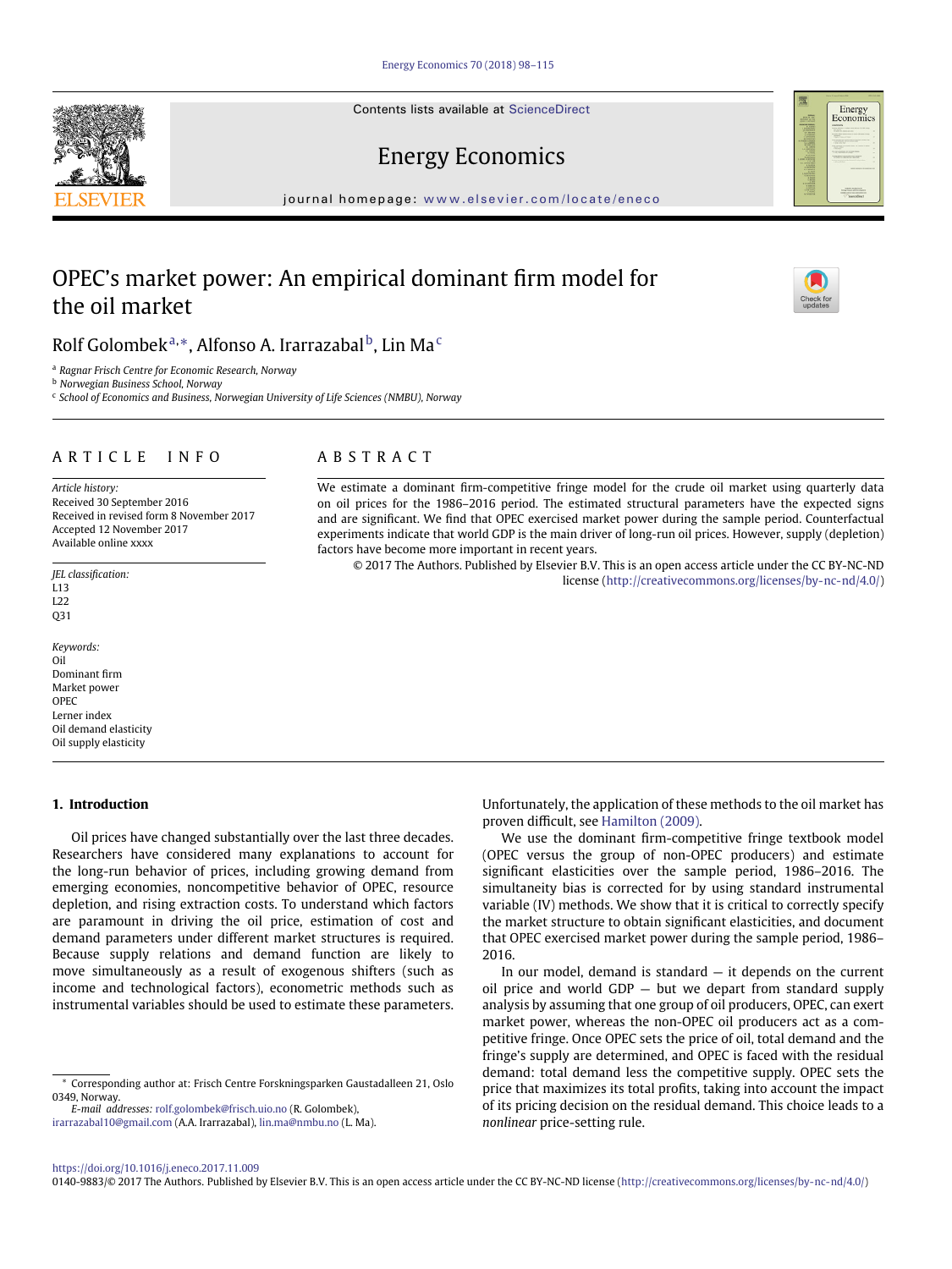# OPEC's market power: An empirical dominant firm model for the oil market

Rolf Golombek[a,*], Alfonso A. Irarrazabal[b], Lin Ma[c]

[a] Ragnar Frisch Centre for Economic Research, Norway
[b] Norwegian Business School, Norway
[c] School of Economics and Business, Norwegian University of Life Sciences (NMBU), Norway

## ARTICLE INFO

*Article history:*
Received 30 September 2016
Received in revised form 8 November 2017
Accepted 12 November 2017
Available online xxxx

*JEL classification:*
L13
L22
Q31

*Keywords:*
Oil
Dominant firm
Market power
OPEC
Lerner index
Oil demand elasticity
Oil supply elasticity

## ABSTRACT

We estimate a dominant firm-competitive fringe model for the crude oil market using quarterly data on oil prices for the 1986–2016 period. The estimated structural parameters have the expected signs and are significant. We find that OPEC exercised market power during the sample period. Counterfactual experiments indicate that world GDP is the main driver of long-run oil prices. However, supply (depletion) factors have become more important in recent years.

© 2017 The Authors. Published by Elsevier B.V. This is an open access article under the CC BY-NC-ND license (http://creativecommons.org/licenses/by-nc-nd/4.0/)

## 1. Introduction

Oil prices have changed substantially over the last three decades. Researchers have considered many explanations to account for the long-run behavior of prices, including growing demand from emerging economies, noncompetitive behavior of OPEC, resource depletion, and rising extraction costs. To understand which factors are paramount in driving the oil price, estimation of cost and demand parameters under different market structures is required. Because supply relations and demand function are likely to move simultaneously as a result of exogenous shifters (such as income and technological factors), econometric methods such as instrumental variables should be used to estimate these parameters. Unfortunately, the application of these methods to the oil market has proven difficult, see Hamilton (2009).

We use the dominant firm-competitive fringe textbook model (OPEC versus the group of non-OPEC producers) and estimate significant elasticities over the sample period, 1986–2016. The simultaneity bias is corrected for by using standard instrumental variable (IV) methods. We show that it is critical to correctly specify the market structure to obtain significant elasticities, and document that OPEC exercised market power during the sample period, 1986–2016.

In our model, demand is standard — it depends on the current oil price and world GDP — but we depart from standard supply analysis by assuming that one group of oil producers, OPEC, can exert market power, whereas the non-OPEC oil producers act as a competitive fringe. Once OPEC sets the price of oil, total demand and the fringe's supply are determined, and OPEC is faced with the residual demand: total demand less the competitive supply. OPEC sets the price that maximizes its total profits, taking into account the impact of its pricing decision on the residual demand. This choice leads to a *nonlinear* price-setting rule.

* Corresponding author at: Frisch Centre Forskningsparken Gaustadalleen 21, Oslo 0349, Norway.
*E-mail addresses:* rolf.golombek@frisch.uio.no (R. Golombek), irarrazabal10@gmail.com (A.A. Irarrazabal), lin.ma@nmbu.no (L. Ma).

https://doi.org/10.1016/j.eneco.2017.11.009
0140-9883/© 2017 The Authors. Published by Elsevier B.V. This is an open access article under the CC BY-NC-ND license (http://creativecommons.org/licenses/by-nc-nd/4.0/)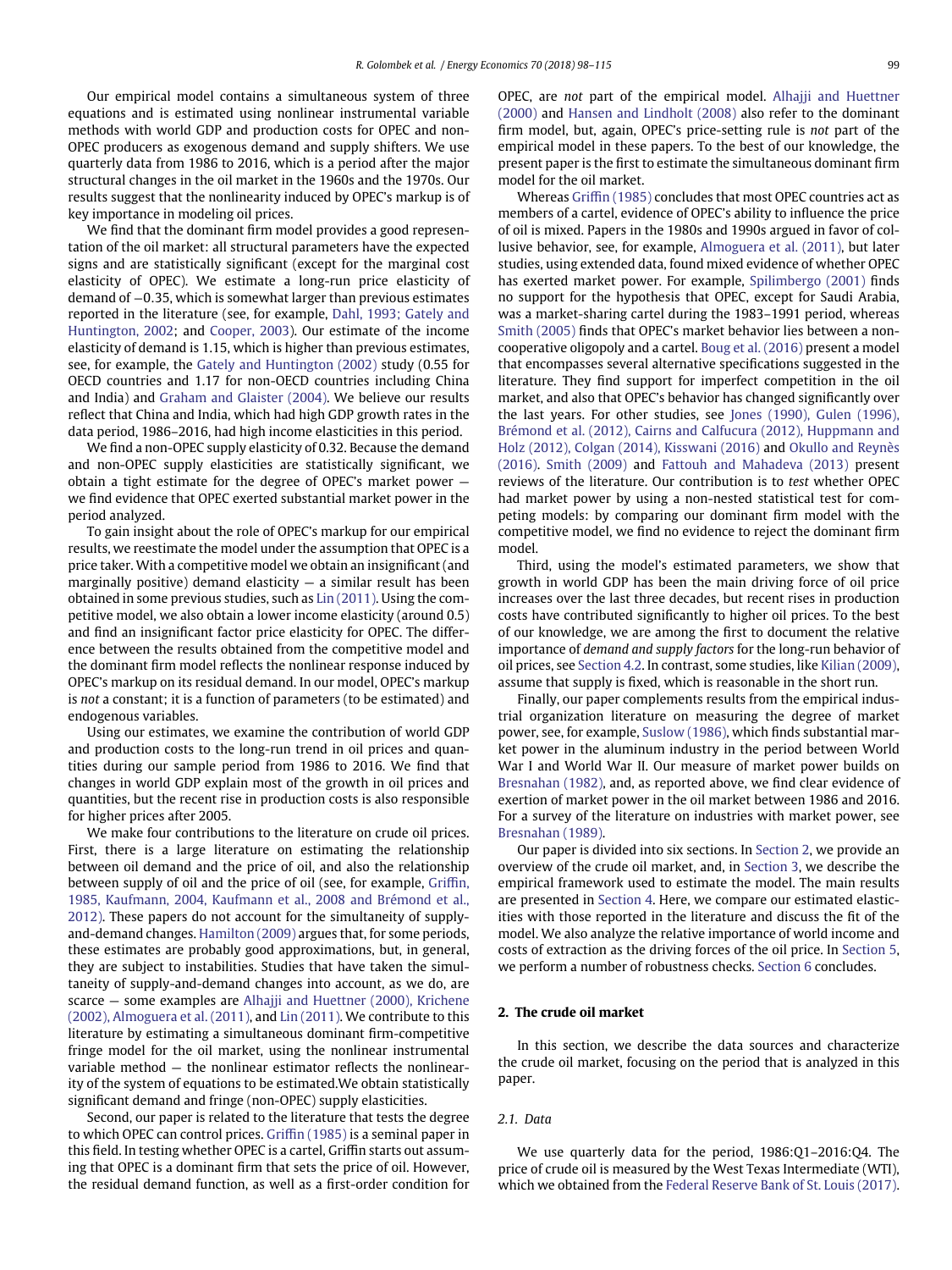Our empirical model contains a simultaneous system of three equations and is estimated using nonlinear instrumental variable methods with world GDP and production costs for OPEC and non-OPEC producers as exogenous demand and supply shifters. We use quarterly data from 1986 to 2016, which is a period after the major structural changes in the oil market in the 1960s and the 1970s. Our results suggest that the nonlinearity induced by OPEC's markup is of key importance in modeling oil prices.

We find that the dominant firm model provides a good representation of the oil market: all structural parameters have the expected signs and are statistically significant (except for the marginal cost elasticity of OPEC). We estimate a long-run price elasticity of demand of −0.35, which is somewhat larger than previous estimates reported in the literature (see, for example, Dahl, 1993; Gately and Huntington, 2002; and Cooper, 2003). Our estimate of the income elasticity of demand is 1.15, which is higher than previous estimates, see, for example, the Gately and Huntington (2002) study (0.55 for OECD countries and 1.17 for non-OECD countries including China and India) and Graham and Glaister (2004). We believe our results reflect that China and India, which had high GDP growth rates in the data period, 1986–2016, had high income elasticities in this period.

We find a non-OPEC supply elasticity of 0.32. Because the demand and non-OPEC supply elasticities are statistically significant, we obtain a tight estimate for the degree of OPEC's market power — we find evidence that OPEC exerted substantial market power in the period analyzed.

To gain insight about the role of OPEC's markup for our empirical results, we reestimate the model under the assumption that OPEC is a price taker. With a competitive model we obtain an insignificant (and marginally positive) demand elasticity — a similar result has been obtained in some previous studies, such as Lin (2011). Using the competitive model, we also obtain a lower income elasticity (around 0.5) and find an insignificant factor price elasticity for OPEC. The difference between the results obtained from the competitive model and the dominant firm model reflects the nonlinear response induced by OPEC's markup on its residual demand. In our model, OPEC's markup is *not* a constant; it is a function of parameters (to be estimated) and endogenous variables.

Using our estimates, we examine the contribution of world GDP and production costs to the long-run trend in oil prices and quantities during our sample period from 1986 to 2016. We find that changes in world GDP explain most of the growth in oil prices and quantities, but the recent rise in production costs is also responsible for higher prices after 2005.

We make four contributions to the literature on crude oil prices. First, there is a large literature on estimating the relationship between oil demand and the price of oil, and also the relationship between supply of oil and the price of oil (see, for example, Griffin, 1985, Kaufmann, 2004, Kaufmann et al., 2008 and Brémond et al., 2012). These papers do not account for the simultaneity of supply-and-demand changes. Hamilton (2009) argues that, for some periods, these estimates are probably good approximations, but, in general, they are subject to instabilities. Studies that have taken the simultaneity of supply-and-demand changes into account, as we do, are scarce — some examples are Alhajji and Huettner (2000), Krichene (2002), Almoguera et al. (2011), and Lin (2011). We contribute to this literature by estimating a simultaneous dominant firm-competitive fringe model for the oil market, using the nonlinear instrumental variable method — the nonlinear estimator reflects the nonlinearity of the system of equations to be estimated.We obtain statistically significant demand and fringe (non-OPEC) supply elasticities.

Second, our paper is related to the literature that tests the degree to which OPEC can control prices. Griffin (1985) is a seminal paper in this field. In testing whether OPEC is a cartel, Griffin starts out assuming that OPEC is a dominant firm that sets the price of oil. However, the residual demand function, as well as a first-order condition for OPEC, are *not* part of the empirical model. Alhajji and Huettner (2000) and Hansen and Lindholt (2008) also refer to the dominant firm model, but, again, OPEC's price-setting rule is *not* part of the empirical model in these papers. To the best of our knowledge, the present paper is the first to estimate the simultaneous dominant firm model for the oil market.

Whereas Griffin (1985) concludes that most OPEC countries act as members of a cartel, evidence of OPEC's ability to influence the price of oil is mixed. Papers in the 1980s and 1990s argued in favor of collusive behavior, see, for example, Almoguera et al. (2011), but later studies, using extended data, found mixed evidence of whether OPEC has exerted market power. For example, Spilimbergo (2001) finds no support for the hypothesis that OPEC, except for Saudi Arabia, was a market-sharing cartel during the 1983–1991 period, whereas Smith (2005) finds that OPEC's market behavior lies between a non-cooperative oligopoly and a cartel. Boug et al. (2016) present a model that encompasses several alternative specifications suggested in the literature. They find support for imperfect competition in the oil market, and also that OPEC's behavior has changed significantly over the last years. For other studies, see Jones (1990), Gulen (1996), Brémond et al. (2012), Cairns and Calfucura (2012), Huppmann and Holz (2012), Colgan (2014), Kisswani (2016) and Okullo and Reynès (2016). Smith (2009) and Fattouh and Mahadeva (2013) present reviews of the literature. Our contribution is to *test* whether OPEC had market power by using a non-nested statistical test for competing models: by comparing our dominant firm model with the competitive model, we find no evidence to reject the dominant firm model.

Third, using the model's estimated parameters, we show that growth in world GDP has been the main driving force of oil price increases over the last three decades, but recent rises in production costs have contributed significantly to higher oil prices. To the best of our knowledge, we are among the first to document the relative importance of *demand and supply factors* for the long-run behavior of oil prices, see Section 4.2. In contrast, some studies, like Kilian (2009), assume that supply is fixed, which is reasonable in the short run.

Finally, our paper complements results from the empirical industrial organization literature on measuring the degree of market power, see, for example, Suslow (1986), which finds substantial market power in the aluminum industry in the period between World War I and World War II. Our measure of market power builds on Bresnahan (1982), and, as reported above, we find clear evidence of exertion of market power in the oil market between 1986 and 2016. For a survey of the literature on industries with market power, see Bresnahan (1989).

Our paper is divided into six sections. In Section 2, we provide an overview of the crude oil market, and, in Section 3, we describe the empirical framework used to estimate the model. The main results are presented in Section 4. Here, we compare our estimated elasticities with those reported in the literature and discuss the fit of the model. We also analyze the relative importance of world income and costs of extraction as the driving forces of the oil price. In Section 5, we perform a number of robustness checks. Section 6 concludes.

## 2. The crude oil market

In this section, we describe the data sources and characterize the crude oil market, focusing on the period that is analyzed in this paper.

### 2.1. Data

We use quarterly data for the period, 1986:Q1–2016:Q4. The price of crude oil is measured by the West Texas Intermediate (WTI), which we obtained from the Federal Reserve Bank of St. Louis (2017).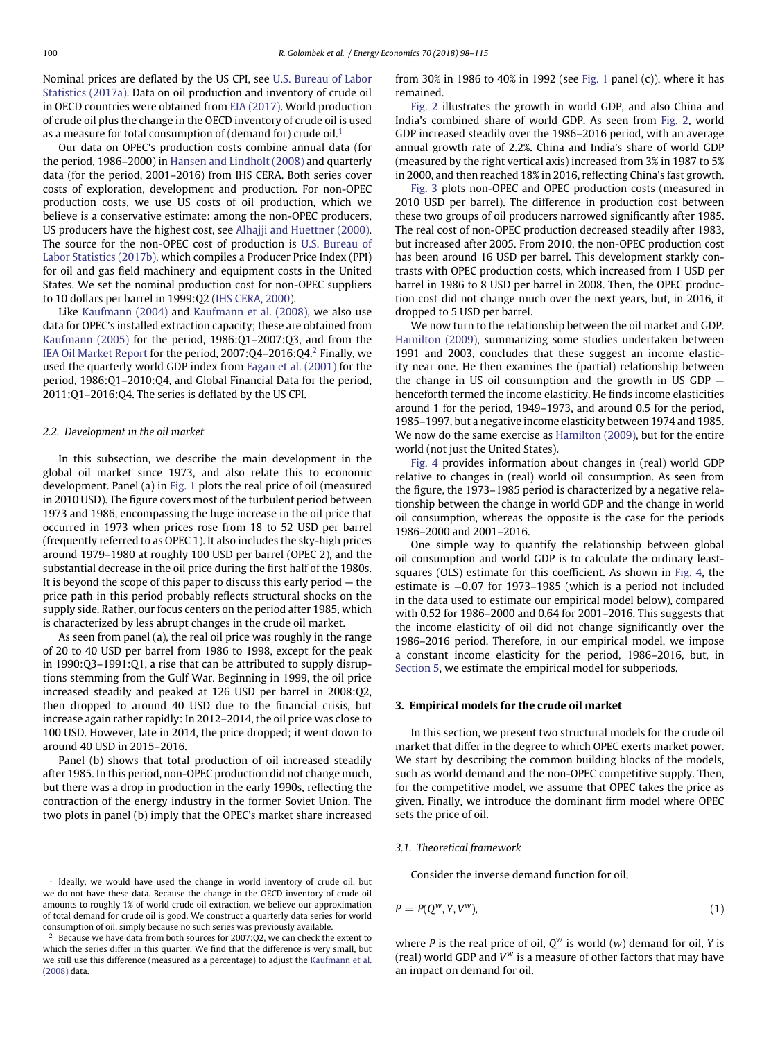Nominal prices are deflated by the US CPI, see U.S. Bureau of Labor Statistics (2017a). Data on oil production and inventory of crude oil in OECD countries were obtained from EIA (2017). World production of crude oil plus the change in the OECD inventory of crude oil is used as a measure for total consumption of (demand for) crude oil.[1]

Our data on OPEC's production costs combine annual data (for the period, 1986–2000) in Hansen and Lindholt (2008) and quarterly data (for the period, 2001–2016) from IHS CERA. Both series cover costs of exploration, development and production. For non-OPEC production costs, we use US costs of oil production, which we believe is a conservative estimate: among the non-OPEC producers, US producers have the highest cost, see Alhajji and Huettner (2000). The source for the non-OPEC cost of production is U.S. Bureau of Labor Statistics (2017b), which compiles a Producer Price Index (PPI) for oil and gas field machinery and equipment costs in the United States. We set the nominal production cost for non-OPEC suppliers to 10 dollars per barrel in 1999:Q2 (IHS CERA, 2000).

Like Kaufmann (2004) and Kaufmann et al. (2008), we also use data for OPEC's installed extraction capacity; these are obtained from Kaufmann (2005) for the period, 1986:Q1–2007:Q3, and from the IEA Oil Market Report for the period, 2007:Q4–2016:Q4.[2] Finally, we used the quarterly world GDP index from Fagan et al. (2001) for the period, 1986:Q1–2010:Q4, and Global Financial Data for the period, 2011:Q1–2016:Q4. The series is deflated by the US CPI.

### 2.2. Development in the oil market

In this subsection, we describe the main development in the global oil market since 1973, and also relate this to economic development. Panel (a) in Fig. 1 plots the real price of oil (measured in 2010 USD). The figure covers most of the turbulent period between 1973 and 1986, encompassing the huge increase in the oil price that occurred in 1973 when prices rose from 18 to 52 USD per barrel (frequently referred to as OPEC 1). It also includes the sky-high prices around 1979–1980 at roughly 100 USD per barrel (OPEC 2), and the substantial decrease in the oil price during the first half of the 1980s. It is beyond the scope of this paper to discuss this early period — the price path in this period probably reflects structural shocks on the supply side. Rather, our focus centers on the period after 1985, which is characterized by less abrupt changes in the crude oil market.

As seen from panel (a), the real oil price was roughly in the range of 20 to 40 USD per barrel from 1986 to 1998, except for the peak in 1990:Q3–1991:Q1, a rise that can be attributed to supply disruptions stemming from the Gulf War. Beginning in 1999, the oil price increased steadily and peaked at 126 USD per barrel in 2008:Q2, then dropped to around 40 USD due to the financial crisis, but increase again rather rapidly: In 2012–2014, the oil price was close to 100 USD. However, late in 2014, the price dropped; it went down to around 40 USD in 2015–2016.

Panel (b) shows that total production of oil increased steadily after 1985. In this period, non-OPEC production did not change much, but there was a drop in production in the early 1990s, reflecting the contraction of the energy industry in the former Soviet Union. The two plots in panel (b) imply that the OPEC's market share increased from 30% in 1986 to 40% in 1992 (see Fig. 1 panel (c)), where it has remained.

Fig. 2 illustrates the growth in world GDP, and also China and India's combined share of world GDP. As seen from Fig. 2, world GDP increased steadily over the 1986–2016 period, with an average annual growth rate of 2.2%. China and India's share of world GDP (measured by the right vertical axis) increased from 3% in 1987 to 5% in 2000, and then reached 18% in 2016, reflecting China's fast growth.

Fig. 3 plots non-OPEC and OPEC production costs (measured in 2010 USD per barrel). The difference in production cost between these two groups of oil producers narrowed significantly after 1985. The real cost of non-OPEC production decreased steadily after 1983, but increased after 2005. From 2010, the non-OPEC production cost has been around 16 USD per barrel. This development starkly contrasts with OPEC production costs, which increased from 1 USD per barrel in 1986 to 8 USD per barrel in 2008. Then, the OPEC production cost did not change much over the next years, but, in 2016, it dropped to 5 USD per barrel.

We now turn to the relationship between the oil market and GDP. Hamilton (2009), summarizing some studies undertaken between 1991 and 2003, concludes that these suggest an income elasticity near one. He then examines the (partial) relationship between the change in US oil consumption and the growth in US GDP — henceforth termed the income elasticity. He finds income elasticities around 1 for the period, 1949–1973, and around 0.5 for the period, 1985–1997, but a negative income elasticity between 1974 and 1985. We now do the same exercise as Hamilton (2009), but for the entire world (not just the United States).

Fig. 4 provides information about changes in (real) world GDP relative to changes in (real) world oil consumption. As seen from the figure, the 1973–1985 period is characterized by a negative relationship between the change in world GDP and the change in world oil consumption, whereas the opposite is the case for the periods 1986–2000 and 2001–2016.

One simple way to quantify the relationship between global oil consumption and world GDP is to calculate the ordinary least-squares (OLS) estimate for this coefficient. As shown in Fig. 4, the estimate is −0.07 for 1973–1985 (which is a period not included in the data used to estimate our empirical model below), compared with 0.52 for 1986–2000 and 0.64 for 2001–2016. This suggests that the income elasticity of oil did not change significantly over the 1986–2016 period. Therefore, in our empirical model, we impose a constant income elasticity for the period, 1986–2016, but, in Section 5, we estimate the empirical model for subperiods.

## 3. Empirical models for the crude oil market

In this section, we present two structural models for the crude oil market that differ in the degree to which OPEC exerts market power. We start by describing the common building blocks of the models, such as world demand and the non-OPEC competitive supply. Then, for the competitive model, we assume that OPEC takes the price as given. Finally, we introduce the dominant firm model where OPEC sets the price of oil.

### 3.1. Theoretical framework

Consider the inverse demand function for oil,

$$P = P(Q^w, Y, V^w), \tag{1}$$

where $P$ is the real price of oil, $Q^w$ is world ($w$) demand for oil, $Y$ is (real) world GDP and $V^w$ is a measure of other factors that may have an impact on demand for oil.

---

[1] Ideally, we would have used the change in world inventory of crude oil, but we do not have these data. Because the change in the OECD inventory of crude oil amounts to roughly 1% of world crude oil extraction, we believe our approximation of total demand for crude oil is good. We construct a quarterly data series for world consumption of oil, simply because no such series was previously available.

[2] Because we have data from both sources for 2007:Q2, we can check the extent to which the series differ in this quarter. We find that the difference is very small, but we still use this difference (measured as a percentage) to adjust the Kaufmann et al. (2008) data.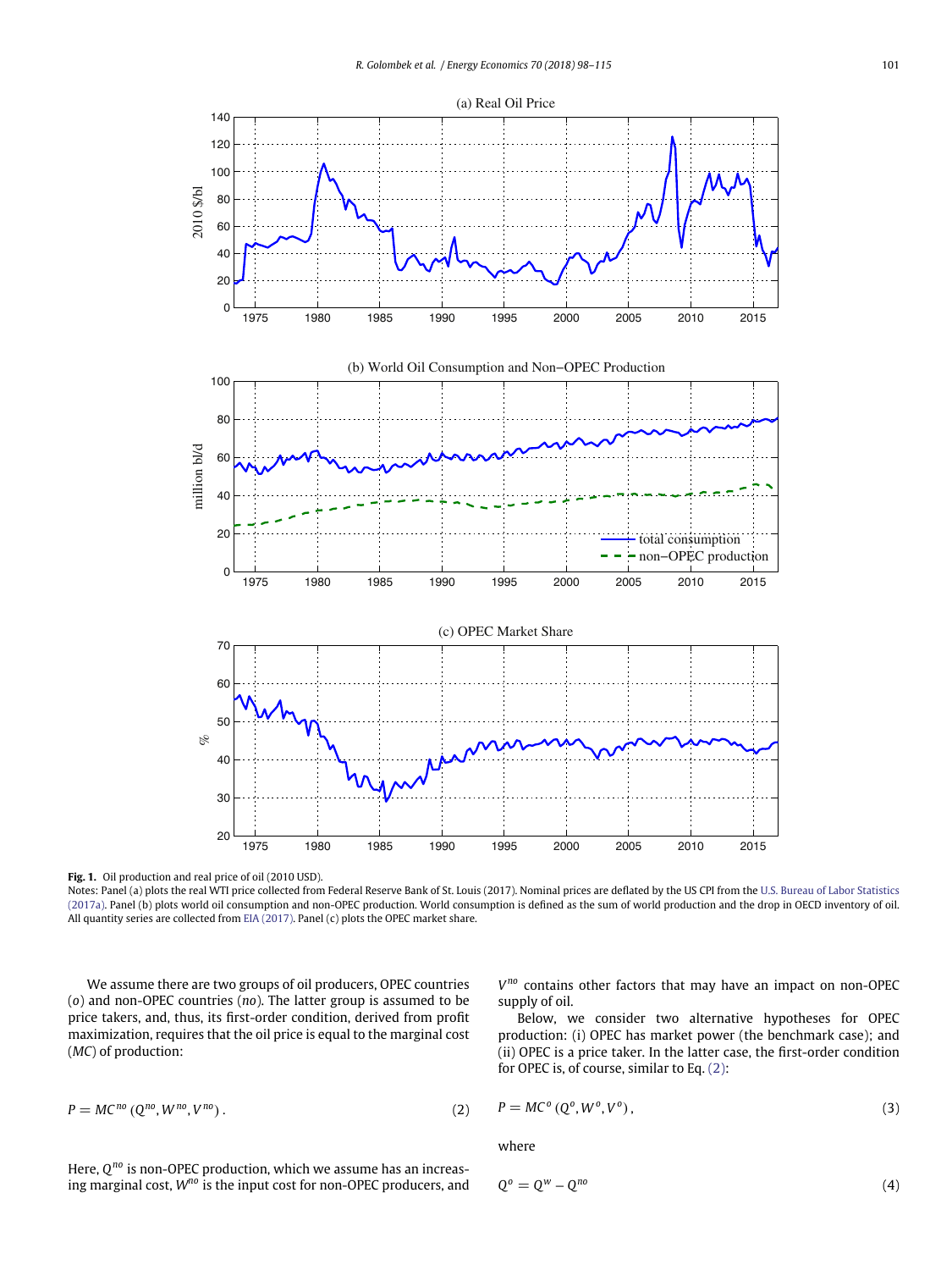**Fig. 1.** Oil production and real price of oil (2010 USD).

Notes: Panel (a) plots the real WTI price collected from Federal Reserve Bank of St. Louis (2017). Nominal prices are deflated by the US CPI from the U.S. Bureau of Labor Statistics (2017a). Panel (b) plots world oil consumption and non-OPEC production. World consumption is defined as the sum of world production and the drop in OECD inventory of oil. All quantity series are collected from EIA (2017). Panel (c) plots the OPEC market share.

We assume there are two groups of oil producers, OPEC countries ($o$) and non-OPEC countries ($no$). The latter group is assumed to be price takers, and, thus, its first-order condition, derived from profit maximization, requires that the oil price is equal to the marginal cost ($MC$) of production:

$$P = MC^{no}\left(Q^{no}, W^{no}, V^{no}\right). \tag{2}$$

Here, $Q^{no}$ is non-OPEC production, which we assume has an increasing marginal cost, $W^{no}$ is the input cost for non-OPEC producers, and $V^{no}$ contains other factors that may have an impact on non-OPEC supply of oil.

Below, we consider two alternative hypotheses for OPEC production: (i) OPEC has market power (the benchmark case); and (ii) OPEC is a price taker. In the latter case, the first-order condition for OPEC is, of course, similar to Eq. (2):

$$P = MC^{o}\left(Q^{o}, W^{o}, V^{o}\right), \tag{3}$$

where

$$Q^{o} = Q^{w} - Q^{no} \tag{4}$$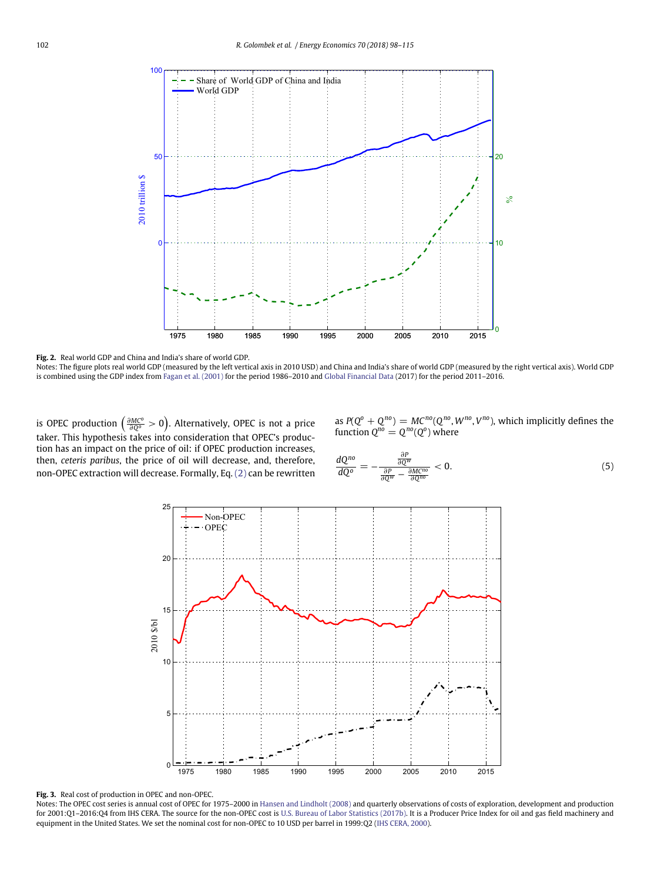Fig. 2. Real world GDP and China and India's share of world GDP.

Notes: The figure plots real world GDP (measured by the left vertical axis in 2010 USD) and China and India's share of world GDP (measured by the right vertical axis). World GDP is combined using the GDP index from Fagan et al. (2001) for the period 1986–2010 and Global Financial Data (2017) for the period 2011–2016.

is OPEC production $\left(\frac{\partial MC^o}{\partial Q^o} > 0\right)$. Alternatively, OPEC is not a price taker. This hypothesis takes into consideration that OPEC's production has an impact on the price of oil: if OPEC production increases, then, *ceteris paribus*, the price of oil will decrease, and, therefore, non-OPEC extraction will decrease. Formally, Eq. (2) can be rewritten as $P(Q^o + Q^{no}) = MC^{no}(Q^{no}, W^{no}, V^{no})$, which implicitly defines the function $Q^{no} = Q^{no}(Q^o)$ where

$$\frac{dQ^{no}}{dQ^o} = -\frac{\frac{\partial P}{\partial Q^w}}{\frac{\partial P}{\partial Q^w} - \frac{\partial MC^{no}}{\partial Q^{no}}} < 0. \tag{5}$$

Fig. 3. Real cost of production in OPEC and non-OPEC.

Notes: The OPEC cost series is annual cost of OPEC for 1975–2000 in Hansen and Lindholt (2008) and quarterly observations of costs of exploration, development and production for 2001:Q1–2016:Q4 from IHS CERA. The source for the non-OPEC cost is U.S. Bureau of Labor Statistics (2017b). It is a Producer Price Index for oil and gas field machinery and equipment in the United States. We set the nominal cost for non-OPEC to 10 USD per barrel in 1999:Q2 (IHS CERA, 2000).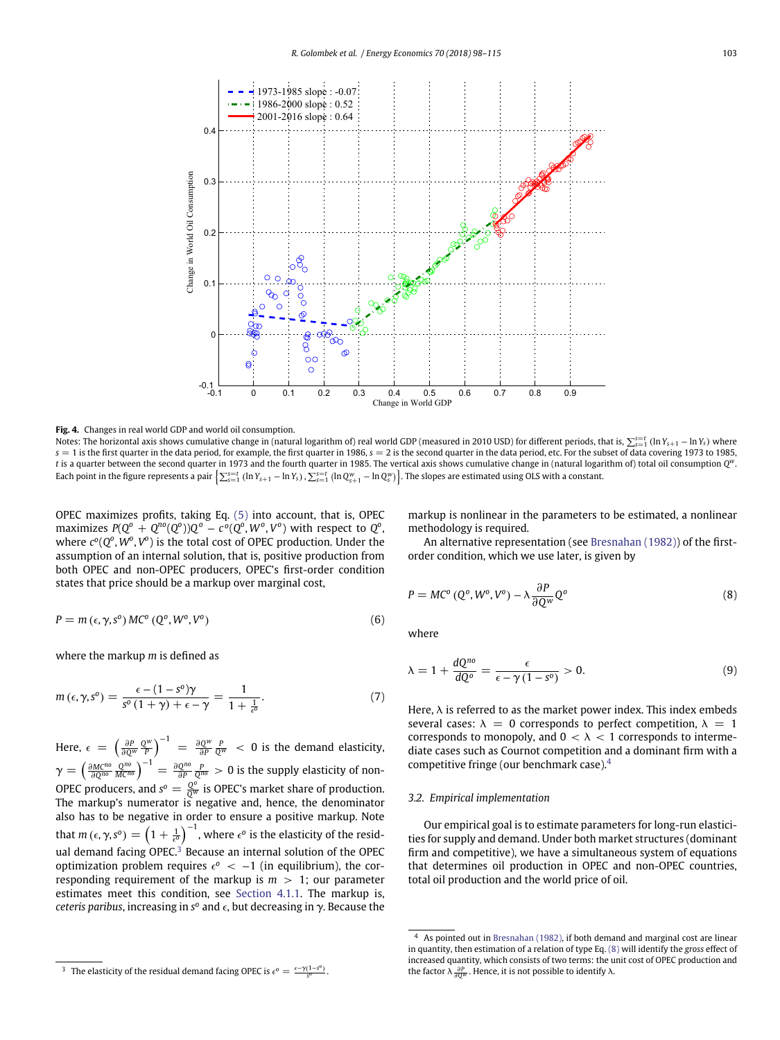**Fig. 4.** Changes in real world GDP and world oil consumption.

Notes: The horizontal axis shows cumulative change in (natural logarithm of) real world GDP (measured in 2010 USD) for different periods, that is, $\sum_{s=1}^{s=t}(\ln Y_{s+1} - \ln Y_s)$ where $s = 1$ is the first quarter in the data period, for example, the first quarter in 1986, $s = 2$ is the second quarter in the data period, etc. For the subset of data covering 1973 to 1985, $t$ is a quarter between the second quarter in 1973 and the fourth quarter in 1985. The vertical axis shows cumulative change in (natural logarithm of) total oil consumption $Q^w$. Each point in the figure represents a pair $\left\{\sum_{s=1}^{s=t}(\ln Y_{s+1} - \ln Y_s), \sum_{s=1}^{s=t}(\ln Q^w_{s+1} - \ln Q^w_s)\right\}$. The slopes are estimated using OLS with a constant.

OPEC maximizes profits, taking Eq. (5) into account, that is, OPEC maximizes $P(Q^o + Q^{no}(Q^o))Q^o - c^o(Q^o, W^o, V^o)$ with respect to $Q^o$, where $c^o(Q^o, W^o, V^o)$ is the total cost of OPEC production. Under the assumption of an internal solution, that is, positive production from both OPEC and non-OPEC producers, OPEC's first-order condition states that price should be a markup over marginal cost,

$$P = m(\epsilon, \gamma, s^o)\, MC^o(Q^o, W^o, V^o) \tag{6}$$

where the markup $m$ is defined as

$$m(\epsilon, \gamma, s^o) = \frac{\epsilon - (1 - s^o)\gamma}{s^o(1+\gamma) + \epsilon - \gamma} = \frac{1}{1 + \frac{1}{\epsilon^o}}. \tag{7}$$

Here, $\epsilon = \left(\frac{\partial P}{\partial Q^w}\frac{Q^w}{P}\right)^{-1} = \frac{\partial Q^w}{\partial P}\frac{P}{Q^w} < 0$ is the demand elasticity, $\gamma = \left(\frac{\partial MC^{no}}{\partial Q^{no}}\frac{Q^{no}}{MC^{no}}\right)^{-1} = \frac{\partial Q^{no}}{\partial P}\frac{P}{Q^{no}} > 0$ is the supply elasticity of non-OPEC producers, and $s^o = \frac{Q^o}{Q^w}$ is OPEC's market share of production. The markup's numerator is negative and, hence, the denominator also has to be negative in order to ensure a positive markup. Note that $m(\epsilon, \gamma, s^o) = \left(1 + \frac{1}{\epsilon^o}\right)^{-1}$, where $\epsilon^o$ is the elasticity of the residual demand facing OPEC.[3] Because an internal solution of the OPEC optimization problem requires $\epsilon^o < -1$ (in equilibrium), the corresponding requirement of the markup is $m > 1$; our parameter estimates meet this condition, see Section 4.1.1. The markup is, *ceteris paribus*, increasing in $s^o$ and $\epsilon$, but decreasing in $\gamma$. Because the markup is nonlinear in the parameters to be estimated, a nonlinear methodology is required.

An alternative representation (see Bresnahan (1982)) of the first-order condition, which we use later, is given by

$$P = MC^o(Q^o, W^o, V^o) - \lambda \frac{\partial P}{\partial Q^w} Q^o \tag{8}$$

where

$$\lambda = 1 + \frac{dQ^{no}}{dQ^o} = \frac{\epsilon}{\epsilon - \gamma(1 - s^o)} > 0. \tag{9}$$

Here, $\lambda$ is referred to as the market power index. This index embeds several cases: $\lambda = 0$ corresponds to perfect competition, $\lambda = 1$ corresponds to monopoly, and $0 < \lambda < 1$ corresponds to intermediate cases such as Cournot competition and a dominant firm with a competitive fringe (our benchmark case).[4]

### 3.2. Empirical implementation

Our empirical goal is to estimate parameters for long-run elasticities for supply and demand. Under both market structures (dominant firm and competitive), we have a simultaneous system of equations that determines oil production in OPEC and non-OPEC countries, total oil production and the world price of oil.

[3] The elasticity of the residual demand facing OPEC is $\epsilon^o = \frac{\epsilon - \gamma(1-s^o)}{s^o}$.

[4] As pointed out in Bresnahan (1982), if both demand and marginal cost are linear in quantity, then estimation of a relation of type Eq. (8) will identify the *gross* effect of increased quantity, which consists of two terms: the unit cost of OPEC production and the factor $\lambda \frac{\partial P}{\partial Q^w}$. Hence, it is not possible to identify $\lambda$.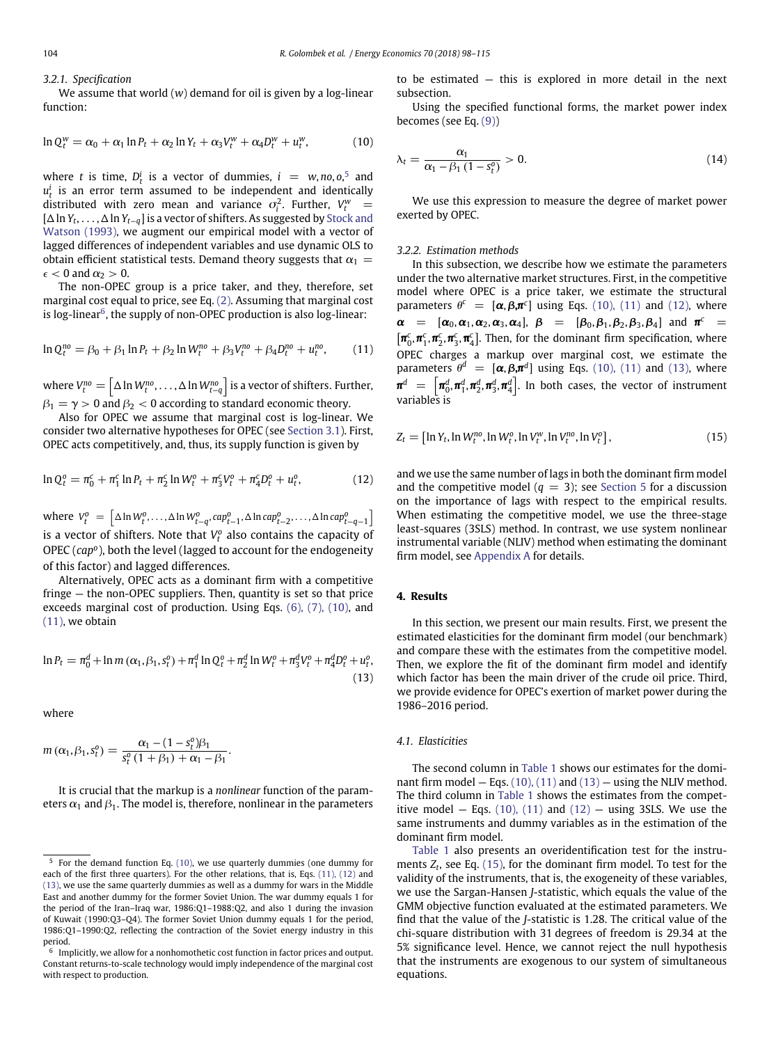### 3.2.1. Specification

We assume that world ($w$) demand for oil is given by a log-linear function:

$$\ln Q_t^w = \alpha_0 + \alpha_1 \ln P_t + \alpha_2 \ln Y_t + \alpha_3 V_t^w + \alpha_4 D_t^w + u_t^w, \tag{10}$$

where $t$ is time, $D_t^i$ is a vector of dummies, $i = w, no, o$,[5] and $u_t^i$ is an error term assumed to be independent and identically distributed with zero mean and variance $\sigma_i^2$. Further, $V_t^w = [\Delta \ln Y_t, \ldots, \Delta \ln Y_{t-q}]$ is a vector of shifters. As suggested by Stock and Watson (1993), we augment our empirical model with a vector of lagged differences of independent variables and use dynamic OLS to obtain efficient statistical tests. Demand theory suggests that $\alpha_1 = \epsilon < 0$ and $\alpha_2 > 0$.

The non-OPEC group is a price taker, and they, therefore, set marginal cost equal to price, see Eq. (2). Assuming that marginal cost is log-linear[6], the supply of non-OPEC production is also log-linear:

$$\ln Q_t^{no} = \beta_0 + \beta_1 \ln P_t + \beta_2 \ln W_t^{no} + \beta_3 V_t^{no} + \beta_4 D_t^{no} + u_t^{no}, \tag{11}$$

where $V_t^{no} = \left[\Delta \ln W_t^{no}, \ldots, \Delta \ln W_{t-q}^{no}\right]$ is a vector of shifters. Further, $\beta_1 = \gamma > 0$ and $\beta_2 < 0$ according to standard economic theory.

Also for OPEC we assume that marginal cost is log-linear. We consider two alternative hypotheses for OPEC (see Section 3.1). First, OPEC acts competitively, and, thus, its supply function is given by

$$\ln Q_t^o = \pi_0^c + \pi_1^c \ln P_t + \pi_2^c \ln W_t^o + \pi_3^c V_t^o + \pi_4^c D_t^o + u_t^o, \tag{12}$$

where $V_t^o = \left[\Delta \ln W_t^o, \ldots, \Delta \ln W_{t-q}^o, cap_{t-1}^o, \Delta \ln cap_{t-2}^o, \ldots, \Delta \ln cap_{t-q-1}^o\right]$ is a vector of shifters. Note that $V_t^o$ also contains the capacity of OPEC ($cap^o$), both the level (lagged to account for the endogeneity of this factor) and lagged differences.

Alternatively, OPEC acts as a dominant firm with a competitive fringe — the non-OPEC suppliers. Then, quantity is set so that price exceeds marginal cost of production. Using Eqs. (6), (7), (10), and (11), we obtain

$$\ln P_t = \pi_0^d + \ln m(\alpha_1, \beta_1, s_t^o) + \pi_1^d \ln Q_t^o + \pi_2^d \ln W_t^o + \pi_3^d V_t^o + \pi_4^d D_t^o + u_t^o, \tag{13}$$

where

$$m(\alpha_1, \beta_1, s_t^o) = \frac{\alpha_1 - (1 - s_t^o)\beta_1}{s_t^o(1 + \beta_1) + \alpha_1 - \beta_1}.$$

It is crucial that the markup is a *nonlinear* function of the parameters $\alpha_1$ and $\beta_1$. The model is, therefore, nonlinear in the parameters to be estimated — this is explored in more detail in the next subsection.

Using the specified functional forms, the market power index becomes (see Eq. (9))

$$\lambda_t = \frac{\alpha_1}{\alpha_1 - \beta_1(1 - s_t^o)} > 0. \tag{14}$$

We use this expression to measure the degree of market power exerted by OPEC.

### 3.2.2. Estimation methods

In this subsection, we describe how we estimate the parameters under the two alternative market structures. First, in the competitive model where OPEC is a price taker, we estimate the structural parameters $\theta^c = [\boldsymbol{\alpha}, \boldsymbol{\beta}, \boldsymbol{\pi}^c]$ using Eqs. (10), (11) and (12), where $\boldsymbol{\alpha} = [\boldsymbol{\alpha}_0, \boldsymbol{\alpha}_1, \boldsymbol{\alpha}_2, \boldsymbol{\alpha}_3, \boldsymbol{\alpha}_4]$, $\boldsymbol{\beta} = [\boldsymbol{\beta}_0, \boldsymbol{\beta}_1, \boldsymbol{\beta}_2, \boldsymbol{\beta}_3, \boldsymbol{\beta}_4]$ and $\boldsymbol{\pi}^c = [\boldsymbol{\pi}_0^c, \boldsymbol{\pi}_1^c, \boldsymbol{\pi}_2^c, \boldsymbol{\pi}_3^c, \boldsymbol{\pi}_4^c]$. Then, for the dominant firm specification, where OPEC charges a markup over marginal cost, we estimate the parameters $\theta^d = [\boldsymbol{\alpha}, \boldsymbol{\beta}, \boldsymbol{\pi}^d]$ using Eqs. (10), (11) and (13), where $\boldsymbol{\pi}^d = [\boldsymbol{\pi}_0^d, \boldsymbol{\pi}_1^d, \boldsymbol{\pi}_2^d, \boldsymbol{\pi}_3^d, \boldsymbol{\pi}_4^d]$. In both cases, the vector of instrument variables is

$$Z_t = \left[\ln Y_t, \ln W_t^{no}, \ln W_t^o, \ln V_t^w, \ln V_t^{no}, \ln V_t^o\right], \tag{15}$$

and we use the same number of lags in both the dominant firm model and the competitive model ($q = 3$); see Section 5 for a discussion on the importance of lags with respect to the empirical results. When estimating the competitive model, we use the three-stage least-squares (3SLS) method. In contrast, we use system nonlinear instrumental variable (NLIV) method when estimating the dominant firm model, see Appendix A for details.

## 4. Results

In this section, we present our main results. First, we present the estimated elasticities for the dominant firm model (our benchmark) and compare these with the estimates from the competitive model. Then, we explore the fit of the dominant firm model and identify which factor has been the main driver of the crude oil price. Third, we provide evidence for OPEC's exertion of market power during the 1986–2016 period.

### 4.1. Elasticities

The second column in Table 1 shows our estimates for the dominant firm model — Eqs. (10), (11) and (13) — using the NLIV method. The third column in Table 1 shows the estimates from the competitive model — Eqs. (10), (11) and (12) — using 3SLS. We use the same instruments and dummy variables as in the estimation of the dominant firm model.

Table 1 also presents an overidentification test for the instruments $Z_t$, see Eq. (15), for the dominant firm model. To test for the validity of the instruments, that is, the exogeneity of these variables, we use the Sargan-Hansen *J*-statistic, which equals the value of the GMM objective function evaluated at the estimated parameters. We find that the value of the *J*-statistic is 1.28. The critical value of the chi-square distribution with 31 degrees of freedom is 29.34 at the 5% significance level. Hence, we cannot reject the null hypothesis that the instruments are exogenous to our system of simultaneous equations.

---

[5] For the demand function Eq. (10), we use quarterly dummies (one dummy for each of the first three quarters). For the other relations, that is, Eqs. (11), (12) and (13), we use the same quarterly dummies as well as a dummy for wars in the Middle East and another dummy for the former Soviet Union. The war dummy equals 1 for the period of the Iran–Iraq war, 1986:Q1–1988:Q2, and also 1 during the invasion of Kuwait (1990:Q3–Q4). The former Soviet Union dummy equals 1 for the period, 1986:Q1–1990:Q2, reflecting the contraction of the Soviet energy industry in this period.

[6] Implicitly, we allow for a nonhomothetic cost function in factor prices and output. Constant returns-to-scale technology would imply independence of the marginal cost with respect to production.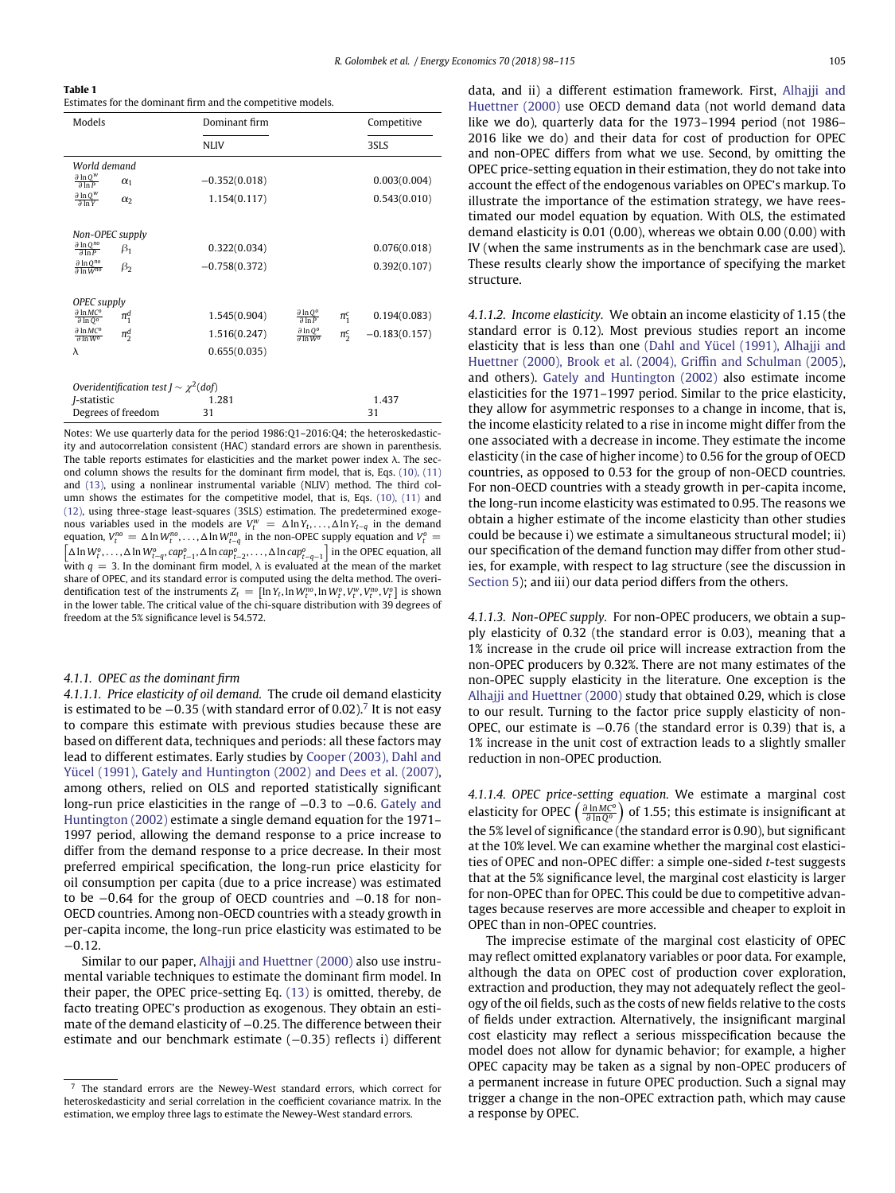**Table 1**
Estimates for the dominant firm and the competitive models.

| Models | | Dominant firm | | | Competitive |
|---|---|---|---|---|---|
| | | NLIV | | | 3SLS |
| *World demand* | | | | | |
| $\frac{\partial \ln Q^w}{\partial \ln P}$ | $\alpha_1$ | −0.352(0.018) | | | 0.003(0.004) |
| $\frac{\partial \ln Q^w}{\partial \ln Y}$ | $\alpha_2$ | 1.154(0.117) | | | 0.543(0.010) |
| *Non-OPEC supply* | | | | | |
| $\frac{\partial \ln Q^{no}}{\partial \ln P}$ | $\beta_1$ | 0.322(0.034) | | | 0.076(0.018) |
| $\frac{\partial \ln Q^{no}}{\partial \ln W^{no}}$ | $\beta_2$ | −0.758(0.372) | | | 0.392(0.107) |
| *OPEC supply* | | | | | |
| $\frac{\partial \ln MC^o}{\partial \ln Q^o}$ | $\pi_1^d$ | 1.545(0.904) | $\frac{\partial \ln Q^o}{\partial \ln P}$ | $\pi_1^c$ | 0.194(0.083) |
| $\frac{\partial \ln MC^o}{\partial \ln W^o}$ | $\pi_2^d$ | 1.516(0.247) | $\frac{\partial \ln Q^o}{\partial \ln W^o}$ | $\pi_2^c$ | −0.183(0.157) |
| $\lambda$ | | 0.655(0.035) | | | |
| *Overidentification test $J \sim \chi^2(dof)$* | | | | | |
| *J*-statistic | | 1.281 | | | 1.437 |
| Degrees of freedom | | 31 | | | 31 |

Notes: We use quarterly data for the period 1986:Q1–2016:Q4; the heteroskedasticity and autocorrelation consistent (HAC) standard errors are shown in parenthesis. The table reports estimates for elasticities and the market power index λ. The second column shows the results for the dominant firm model, that is, Eqs. (10), (11) and (13), using a nonlinear instrumental variable (NLIV) method. The third column shows the estimates for the competitive model, that is, Eqs. (10), (11) and (12), using three-stage least-squares (3SLS) estimation. The predetermined exogenous variables used in the models are $V_t^w = \Delta \ln Y_t, \ldots, \Delta \ln Y_{t-q}$ in the demand equation, $V_t^{no} = \Delta \ln W_t^{no}, \ldots, \Delta \ln W_{t-q}^{no}$ in the non-OPEC supply equation and $V_t^o = \left[\Delta \ln W_t^o, \ldots, \Delta \ln W_{t-q}^o, cap_{t-1}^o, \Delta \ln cap_{t-2}^o, \ldots, \Delta \ln cap_{t-q-1}^o\right]$ in the OPEC equation, all with $q = 3$. In the dominant firm model, λ is evaluated at the mean of the market share of OPEC, and its standard error is computed using the delta method. The overidentification test of the instruments $Z_t = \left[\ln Y_t, \ln W_t^{no}, \ln W_t^o, V_t^w, V_t^{no}, V_t^o\right]$ is shown in the lower table. The critical value of the chi-square distribution with 39 degrees of freedom at the 5% significance level is 54.572.

#### 4.1.1. OPEC as the dominant firm

*4.1.1.1. Price elasticity of oil demand.* The crude oil demand elasticity is estimated to be −0.35 (with standard error of 0.02).[7] It is not easy to compare this estimate with previous studies because these are based on different data, techniques and periods: all these factors may lead to different estimates. Early studies by Cooper (2003), Dahl and Yücel (1991), Gately and Huntington (2002) and Dees et al. (2007), among others, relied on OLS and reported statistically significant long-run price elasticities in the range of −0.3 to −0.6. Gately and Huntington (2002) estimate a single demand equation for the 1971–1997 period, allowing the demand response to a price increase to differ from the demand response to a price decrease. In their most preferred empirical specification, the long-run price elasticity for oil consumption per capita (due to a price increase) was estimated to be −0.64 for the group of OECD countries and −0.18 for non-OECD countries. Among non-OECD countries with a steady growth in per-capita income, the long-run price elasticity was estimated to be −0.12.

Similar to our paper, Alhajji and Huettner (2000) also use instrumental variable techniques to estimate the dominant firm model. In their paper, the OPEC price-setting Eq. (13) is omitted, thereby, de facto treating OPEC's production as exogenous. They obtain an estimate of the demand elasticity of −0.25. The difference between their estimate and our benchmark estimate (−0.35) reflects i) different data, and ii) a different estimation framework. First, Alhajji and Huettner (2000) use OECD demand data (not world demand data like we do), quarterly data for the 1973–1994 period (not 1986–2016 like we do) and their data for cost of production for OPEC and non-OPEC differs from what we use. Second, by omitting the OPEC price-setting equation in their estimation, they do not take into account the effect of the endogenous variables on OPEC's markup. To illustrate the importance of the estimation strategy, we have reestimated our model equation by equation. With OLS, the estimated demand elasticity is 0.01 (0.00), whereas we obtain 0.00 (0.00) with IV (when the same instruments as in the benchmark case are used). These results clearly show the importance of specifying the market structure.

*4.1.1.2. Income elasticity.* We obtain an income elasticity of 1.15 (the standard error is 0.12). Most previous studies report an income elasticity that is less than one (Dahl and Yücel (1991), Alhajji and Huettner (2000), Brook et al. (2004), Griffin and Schulman (2005), and others). Gately and Huntington (2002) also estimate income elasticities for the 1971–1997 period. Similar to the price elasticity, they allow for asymmetric responses to a change in income, that is, the income elasticity related to a rise in income might differ from the one associated with a decrease in income. They estimate the income elasticity (in the case of higher income) to 0.56 for the group of OECD countries, as opposed to 0.53 for the group of non-OECD countries. For non-OECD countries with a steady growth in per-capita income, the long-run income elasticity was estimated to 0.95. The reasons we obtain a higher estimate of the income elasticity than other studies could be because i) we estimate a simultaneous structural model; ii) our specification of the demand function may differ from other studies, for example, with respect to lag structure (see the discussion in Section 5); and iii) our data period differs from the others.

*4.1.1.3. Non-OPEC supply.* For non-OPEC producers, we obtain a supply elasticity of 0.32 (the standard error is 0.03), meaning that a 1% increase in the crude oil price will increase extraction from the non-OPEC producers by 0.32%. There are not many estimates of the non-OPEC supply elasticity in the literature. One exception is the Alhajji and Huettner (2000) study that obtained 0.29, which is close to our result. Turning to the factor price supply elasticity of non-OPEC, our estimate is −0.76 (the standard error is 0.39) that is, a 1% increase in the unit cost of extraction leads to a slightly smaller reduction in non-OPEC production.

*4.1.1.4. OPEC price-setting equation.* We estimate a marginal cost elasticity for OPEC $\left(\frac{\partial \ln MC^o}{\partial \ln Q^o}\right)$ of 1.55; this estimate is insignificant at the 5% level of significance (the standard error is 0.90), but significant at the 10% level. We can examine whether the marginal cost elasticities of OPEC and non-OPEC differ: a simple one-sided *t*-test suggests that at the 5% significance level, the marginal cost elasticity is larger for non-OPEC than for OPEC. This could be due to competitive advantages because reserves are more accessible and cheaper to exploit in OPEC than in non-OPEC countries.

The imprecise estimate of the marginal cost elasticity of OPEC may reflect omitted explanatory variables or poor data. For example, although the data on OPEC cost of production cover exploration, extraction and production, they may not adequately reflect the geology of the oil fields, such as the costs of new fields relative to the costs of fields under extraction. Alternatively, the insignificant marginal cost elasticity may reflect a serious misspecification because the model does not allow for dynamic behavior; for example, a higher OPEC capacity may be taken as a signal by non-OPEC producers of a permanent increase in future OPEC production. Such a signal may trigger a change in the non-OPEC extraction path, which may cause a response by OPEC.

[7] The standard errors are the Newey-West standard errors, which correct for heteroskedasticity and serial correlation in the coefficient covariance matrix. In the estimation, we employ three lags to estimate the Newey-West standard errors.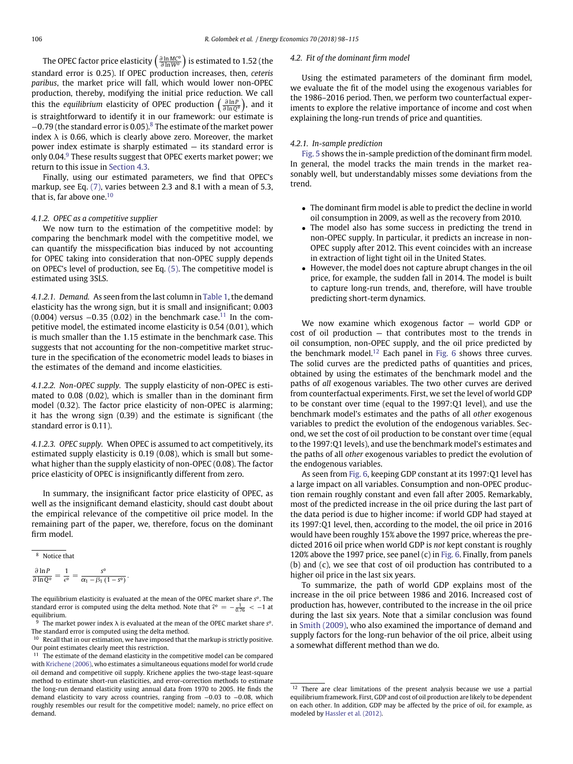The OPEC factor price elasticity $\left(\frac{\partial \ln MC^o}{\partial \ln W^o}\right)$ is estimated to 1.52 (the standard error is 0.25). If OPEC production increases, then, *ceteris paribus*, the market price will fall, which would lower non-OPEC production, thereby, modifying the initial price reduction. We call this the *equilibrium* elasticity of OPEC production $\left(\frac{\partial \ln P}{\partial \ln Q^o}\right)$, and it is straightforward to identify it in our framework: our estimate is −0.79 (the standard error is 0.05).[8] The estimate of the market power index λ is 0.66, which is clearly above zero. Moreover, the market power index estimate is sharply estimated — its standard error is only 0.04.[9] These results suggest that OPEC exerts market power; we return to this issue in Section 4.3.

Finally, using our estimated parameters, we find that OPEC's markup, see Eq. (7), varies between 2.3 and 8.1 with a mean of 5.3, that is, far above one.[10]

#### 4.1.2. OPEC as a competitive supplier

We now turn to the estimation of the competitive model: by comparing the benchmark model with the competitive model, we can quantify the misspecification bias induced by not accounting for OPEC taking into consideration that non-OPEC supply depends on OPEC's level of production, see Eq. (5). The competitive model is estimated using 3SLS.

*4.1.2.1. Demand.* As seen from the last column in Table 1, the demand elasticity has the wrong sign, but it is small and insignificant; 0.003 (0.004) versus −0.35 (0.02) in the benchmark case.[11] In the competitive model, the estimated income elasticity is 0.54 (0.01), which is much smaller than the 1.15 estimate in the benchmark case. This suggests that not accounting for the non-competitive market structure in the specification of the econometric model leads to biases in the estimates of the demand and income elasticities.

*4.1.2.2. Non-OPEC supply.* The supply elasticity of non-OPEC is estimated to 0.08 (0.02), which is smaller than in the dominant firm model (0.32). The factor price elasticity of non-OPEC is alarming; it has the wrong sign (0.39) and the estimate is significant (the standard error is 0.11).

*4.1.2.3. OPEC supply.* When OPEC is assumed to act competitively, its estimated supply elasticity is 0.19 (0.08), which is small but somewhat higher than the supply elasticity of non-OPEC (0.08). The factor price elasticity of OPEC is insignificantly different from zero.

In summary, the insignificant factor price elasticity of OPEC, as well as the insignificant demand elasticity, should cast doubt about the empirical relevance of the competitive oil price model. In the remaining part of the paper, we, therefore, focus on the dominant firm model.

### 4.2. Fit of the dominant firm model

Using the estimated parameters of the dominant firm model, we evaluate the fit of the model using the exogenous variables for the 1986–2016 period. Then, we perform two counterfactual experiments to explore the relative importance of income and cost when explaining the long-run trends of price and quantities.

#### 4.2.1. In-sample prediction

Fig. 5 shows the in-sample prediction of the dominant firm model. In general, the model tracks the main trends in the market reasonably well, but understandably misses some deviations from the trend.

- The dominant firm model is able to predict the decline in world oil consumption in 2009, as well as the recovery from 2010.
- The model also has some success in predicting the trend in non-OPEC supply. In particular, it predicts an increase in non-OPEC supply after 2012. This event coincides with an increase in extraction of light tight oil in the United States.
- However, the model does not capture abrupt changes in the oil price, for example, the sudden fall in 2014. The model is built to capture long-run trends, and, therefore, will have trouble predicting short-term dynamics.

We now examine which exogenous factor — world GDP or cost of oil production — that contributes most to the trends in oil consumption, non-OPEC supply, and the oil price predicted by the benchmark model.[12] Each panel in Fig. 6 shows three curves. The solid curves are the predicted paths of quantities and prices, obtained by using the estimates of the benchmark model and the paths of *all* exogenous variables. The two other curves are derived from counterfactual experiments. First, we set the level of world GDP to be constant over time (equal to the 1997:Q1 level), and use the benchmark model's estimates and the paths of all *other* exogenous variables to predict the evolution of the endogenous variables. Second, we set the cost of oil production to be constant over time (equal to the 1997:Q1 levels), and use the benchmark model's estimates and the paths of all *other* exogenous variables to predict the evolution of the endogenous variables.

As seen from Fig. 6, keeping GDP constant at its 1997:Q1 level has a large impact on all variables. Consumption and non-OPEC production remain roughly constant and even fall after 2005. Remarkably, most of the predicted increase in the oil price during the last part of the data period is due to higher income: if world GDP had stayed at its 1997:Q1 level, then, according to the model, the oil price in 2016 would have been roughly 15% above the 1997 price, whereas the predicted 2016 oil price when world GDP is *not* kept constant is roughly 120% above the 1997 price, see panel (c) in Fig. 6. Finally, from panels (b) and (c), we see that cost of oil production has contributed to a higher oil price in the last six years.

To summarize, the path of world GDP explains most of the increase in the oil price between 1986 and 2016. Increased cost of production has, however, contributed to the increase in the oil price during the last six years. Note that a similar conclusion was found in Smith (2009), who also examined the importance of demand and supply factors for the long-run behavior of the oil price, albeit using a somewhat different method than we do.

---

[8] Notice that

$$\frac{\partial \ln P}{\partial \ln Q^o} = \frac{1}{\epsilon^o} = \frac{s^o}{\alpha_1 - \beta_1 (1 - s^o)}.$$

The equilibrium elasticity is evaluated at the mean of the OPEC market share $s^o$. The standard error is computed using the delta method. Note that $\hat{\epsilon}^o = -\frac{1}{0.76} < -1$ at equilibrium.

[9] The market power index λ is evaluated at the mean of the OPEC market share $s^o$. The standard error is computed using the delta method.

[10] Recall that in our estimation, we have imposed that the markup is strictly positive. Our point estimates clearly meet this restriction.

[11] The estimate of the demand elasticity in the competitive model can be compared with Krichene (2006), who estimates a simultaneous equations model for world crude oil demand and competitive oil supply. Krichene applies the two-stage least-square method to estimate short-run elasticities, and error-correction methods to estimate the long-run demand elasticity using annual data from 1970 to 2005. He finds the demand elasticity to vary across countries, ranging from −0.03 to −0.08, which roughly resembles our result for the competitive model; namely, no price effect on demand.

[12] There are clear limitations of the present analysis because we use a partial equilibrium framework. First, GDP and cost of oil production are likely to be dependent on each other. In addition, GDP may be affected by the price of oil, for example, as modeled by Hassler et al. (2012).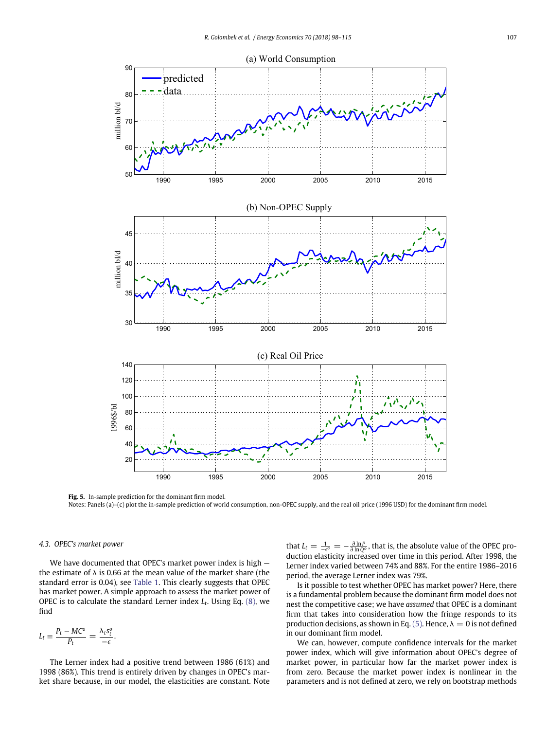**Fig. 5.** In-sample prediction for the dominant firm model.

Notes: Panels (a)–(c) plot the in-sample prediction of world consumption, non-OPEC supply, and the real oil price (1996 USD) for the dominant firm model.

### 4.3. OPEC's market power

We have documented that OPEC's market power index is high — the estimate of λ is 0.66 at the mean value of the market share (the standard error is 0.04), see Table 1. This clearly suggests that OPEC has market power. A simple approach to assess the market power of OPEC is to calculate the standard Lerner index $L_t$. Using Eq. (8), we find

$$L_t \equiv \frac{P_t - MC^o}{P_t} = \frac{\lambda_t s_t^o}{-\epsilon}.$$

The Lerner index had a positive trend between 1986 (61%) and 1998 (86%). This trend is entirely driven by changes in OPEC's market share because, in our model, the elasticities are constant. Note that $L_t = \frac{1}{-\epsilon^o} = -\frac{\partial \ln P}{\partial \ln Q^o}$, that is, the absolute value of the OPEC production elasticity increased over time in this period. After 1998, the Lerner index varied between 74% and 88%. For the entire 1986–2016 period, the average Lerner index was 79%.

Is it possible to test whether OPEC has market power? Here, there is a fundamental problem because the dominant firm model does not nest the competitive case; we have *assumed* that OPEC is a dominant firm that takes into consideration how the fringe responds to its production decisions, as shown in Eq. (5). Hence, $\lambda = 0$ is not defined in our dominant firm model.

We can, however, compute confidence intervals for the market power index, which will give information about OPEC's degree of market power, in particular how far the market power index is from zero. Because the market power index is nonlinear in the parameters and is not defined at zero, we rely on bootstrap methods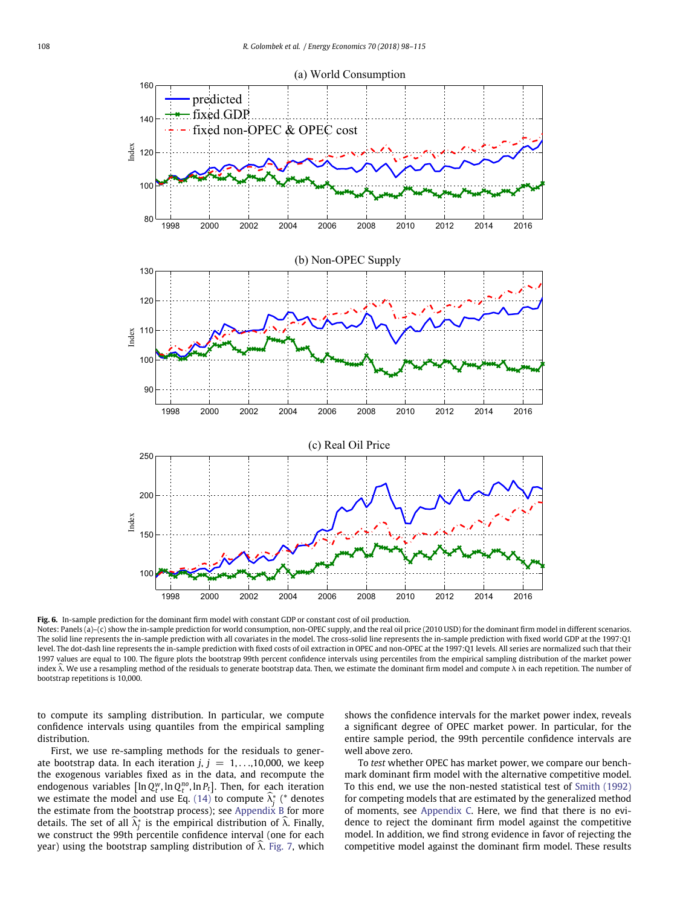**Fig. 6.** In-sample prediction for the dominant firm model with constant GDP or constant cost of oil production.

Notes: Panels (a)–(c) show the in-sample prediction for world consumption, non-OPEC supply, and the real oil price (2010 USD) for the dominant firm model in different scenarios. The solid line represents the in-sample prediction with all covariates in the model. The cross-solid line represents the in-sample prediction with fixed world GDP at the 1997:Q1 level. The dot-dash line represents the in-sample prediction with fixed costs of oil extraction in OPEC and non-OPEC at the 1997:Q1 levels. All series are normalized such that their 1997 values are equal to 100. The figure plots the bootstrap 99th percent confidence intervals using percentiles from the empirical sampling distribution of the market power index $\widehat{\lambda}$. We use a resampling method of the residuals to generate bootstrap data. Then, we estimate the dominant firm model and compute $\lambda$ in each repetition. The number of bootstrap repetitions is 10,000.

to compute its sampling distribution. In particular, we compute confidence intervals using quantiles from the empirical sampling distribution.

First, we use re-sampling methods for the residuals to generate bootstrap data. In each iteration $j$, $j = 1, \ldots, 10{,}000$, we keep the exogenous variables fixed as in the data, and recompute the endogenous variables $[\ln Q_t^w, \ln Q_t^{no}, \ln P_t]$. Then, for each iteration we estimate the model and use Eq. (14) to compute $\widehat{\lambda}_j^*$ (* denotes the estimate from the bootstrap process); see Appendix B for more details. The set of all $\widehat{\lambda}_j^*$ is the empirical distribution of $\widehat{\lambda}$. Finally, we construct the 99th percentile confidence interval (one for each year) using the bootstrap sampling distribution of $\widehat{\lambda}$. Fig. 7, which shows the confidence intervals for the market power index, reveals a significant degree of OPEC market power. In particular, for the entire sample period, the 99th percentile confidence intervals are well above zero.

To *test* whether OPEC has market power, we compare our benchmark dominant firm model with the alternative competitive model. To this end, we use the non-nested statistical test of Smith (1992) for competing models that are estimated by the generalized method of moments, see Appendix C. Here, we find that there is no evidence to reject the dominant firm model against the competitive model. In addition, we find strong evidence in favor of rejecting the competitive model against the dominant firm model. These results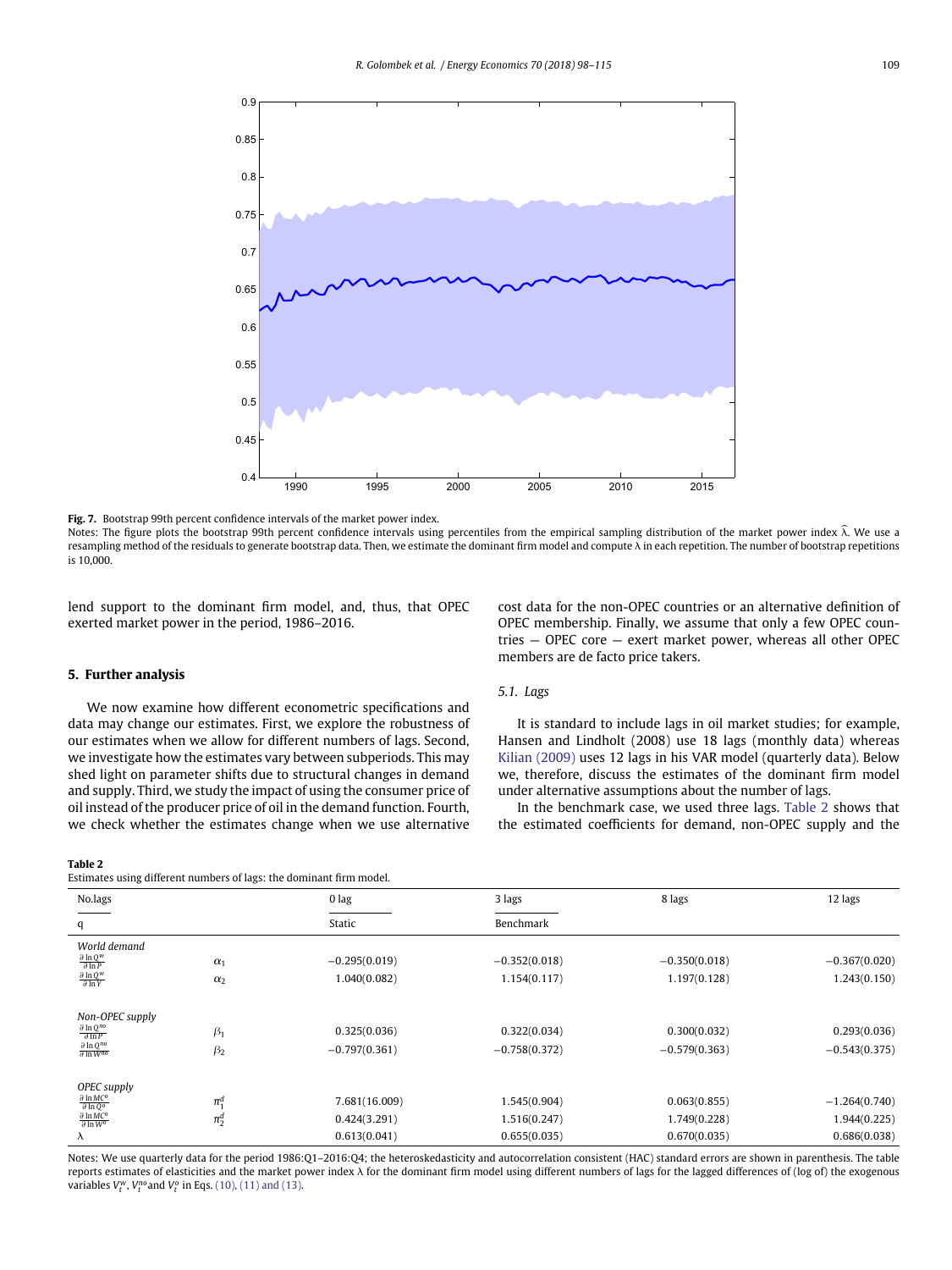**Fig. 7.** Bootstrap 99th percent confidence intervals of the market power index.

Notes: The figure plots the bootstrap 99th percent confidence intervals using percentiles from the empirical sampling distribution of the market power index $\widehat{\lambda}$. We use a resampling method of the residuals to generate bootstrap data. Then, we estimate the dominant firm model and compute λ in each repetition. The number of bootstrap repetitions is 10,000.

lend support to the dominant firm model, and, thus, that OPEC exerted market power in the period, 1986–2016.

## 5. Further analysis

We now examine how different econometric specifications and data may change our estimates. First, we explore the robustness of our estimates when we allow for different numbers of lags. Second, we investigate how the estimates vary between subperiods. This may shed light on parameter shifts due to structural changes in demand and supply. Third, we study the impact of using the consumer price of oil instead of the producer price of oil in the demand function. Fourth, we check whether the estimates change when we use alternative cost data for the non-OPEC countries or an alternative definition of OPEC membership. Finally, we assume that only a few OPEC countries — OPEC core — exert market power, whereas all other OPEC members are de facto price takers.

### 5.1. Lags

It is standard to include lags in oil market studies; for example, Hansen and Lindholt (2008) use 18 lags (monthly data) whereas Kilian (2009) uses 12 lags in his VAR model (quarterly data). Below we, therefore, discuss the estimates of the dominant firm model under alternative assumptions about the number of lags.

In the benchmark case, we used three lags. Table 2 shows that the estimated coefficients for demand, non-OPEC supply and the

**Table 2**
Estimates using different numbers of lags: the dominant firm model.

| No.lags | | 0 lag | 3 lags | 8 lags | 12 lags |
|---|---|---|---|---|---|
| q | | Static | Benchmark | | |
| *World demand* | | | | | |
| $\frac{\partial \ln Q^w}{\partial \ln P}$ | $\alpha_1$ | −0.295(0.019) | −0.352(0.018) | −0.350(0.018) | −0.367(0.020) |
| $\frac{\partial \ln Q^w}{\partial \ln Y}$ | $\alpha_2$ | 1.040(0.082) | 1.154(0.117) | 1.197(0.128) | 1.243(0.150) |
| *Non-OPEC supply* | | | | | |
| $\frac{\partial \ln Q^{no}}{\partial \ln P}$ | $\beta_1$ | 0.325(0.036) | 0.322(0.034) | 0.300(0.032) | 0.293(0.036) |
| $\frac{\partial \ln Q^{no}}{\partial \ln W^{no}}$ | $\beta_2$ | −0.797(0.361) | −0.758(0.372) | −0.579(0.363) | −0.543(0.375) |
| *OPEC supply* | | | | | |
| $\frac{\partial \ln MC^o}{\partial \ln Q^o}$ | $\pi_1^d$ | 7.681(16.009) | 1.545(0.904) | 0.063(0.855) | −1.264(0.740) |
| $\frac{\partial \ln MC^o}{\partial \ln W^o}$ | $\pi_2^d$ | 0.424(3.291) | 1.516(0.247) | 1.749(0.228) | 1.944(0.225) |
| λ | | 0.613(0.041) | 0.655(0.035) | 0.670(0.035) | 0.686(0.038) |

Notes: We use quarterly data for the period 1986:Q1–2016:Q4; the heteroskedasticity and autocorrelation consistent (HAC) standard errors are shown in parenthesis. The table reports estimates of elasticities and the market power index λ for the dominant firm model using different numbers of lags for the lagged differences of (log of) the exogenous variables $V_t^w$, $V_t^{no}$ and $V_t^o$ in Eqs. (10), (11) and (13).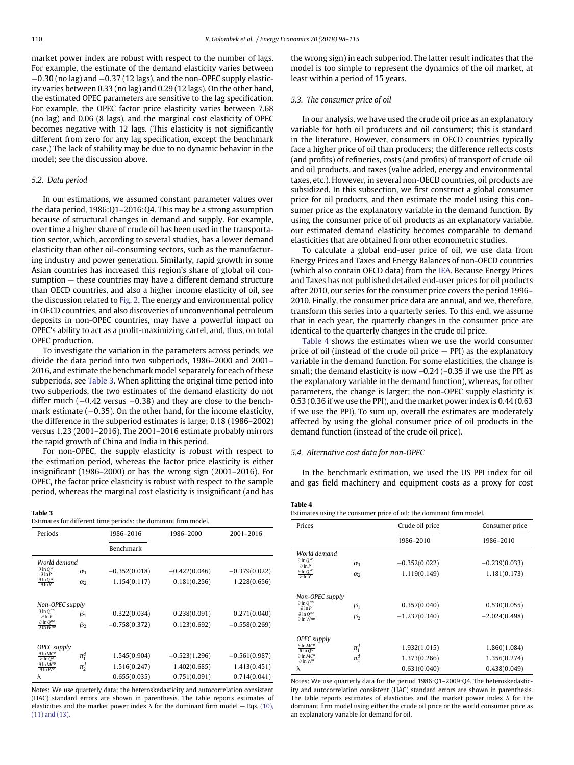market power index are robust with respect to the number of lags. For example, the estimate of the demand elasticity varies between −0.30 (no lag) and −0.37 (12 lags), and the non-OPEC supply elasticity varies between 0.33 (no lag) and 0.29 (12 lags). On the other hand, the estimated OPEC parameters are sensitive to the lag specification. For example, the OPEC factor price elasticity varies between 7.68 (no lag) and 0.06 (8 lags), and the marginal cost elasticity of OPEC becomes negative with 12 lags. (This elasticity is not significantly different from zero for any lag specification, except the benchmark case.) The lack of stability may be due to no dynamic behavior in the model; see the discussion above.

### 5.2. Data period

In our estimations, we assumed constant parameter values over the data period, 1986:Q1–2016:Q4. This may be a strong assumption because of structural changes in demand and supply. For example, over time a higher share of crude oil has been used in the transportation sector, which, according to several studies, has a lower demand elasticity than other oil-consuming sectors, such as the manufacturing industry and power generation. Similarly, rapid growth in some Asian countries has increased this region's share of global oil consumption — these countries may have a different demand structure than OECD countries, and also a higher income elasticity of oil, see the discussion related to Fig. 2. The energy and environmental policy in OECD countries, and also discoveries of unconventional petroleum deposits in non-OPEC countries, may have a powerful impact on OPEC's ability to act as a profit-maximizing cartel, and, thus, on total OPEC production.

To investigate the variation in the parameters across periods, we divide the data period into two subperiods, 1986–2000 and 2001–2016, and estimate the benchmark model separately for each of these subperiods, see Table 3. When splitting the original time period into two subperiods, the two estimates of the demand elasticity do not differ much (−0.42 versus −0.38) and they are close to the benchmark estimate (−0.35). On the other hand, for the income elasticity, the difference in the subperiod estimates is large; 0.18 (1986–2002) versus 1.23 (2001–2016). The 2001–2016 estimate probably mirrors the rapid growth of China and India in this period.

For non-OPEC, the supply elasticity is robust with respect to the estimation period, whereas the factor price elasticity is either insignificant (1986–2000) or has the wrong sign (2001–2016). For OPEC, the factor price elasticity is robust with respect to the sample period, whereas the marginal cost elasticity is insignificant (and has the wrong sign) in each subperiod. The latter result indicates that the model is too simple to represent the dynamics of the oil market, at least within a period of 15 years.

**Table 3**
Estimates for different time periods: the dominant firm model.

| Periods | | 1986–2016 | 1986–2000 | 2001–2016 |
|---|---|---|---|---|
| | | Benchmark | | |
| *World demand* | | | | |
| $\frac{\partial \ln Q^w}{\partial \ln P}$ | $\alpha_1$ | −0.352(0.018) | −0.422(0.046) | −0.379(0.022) |
| $\frac{\partial \ln Q^w}{\partial \ln Y}$ | $\alpha_2$ | 1.154(0.117) | 0.181(0.256) | 1.228(0.656) |
| *Non-OPEC supply* | | | | |
| $\frac{\partial \ln Q^{no}}{\partial \ln P}$ | $\beta_1$ | 0.322(0.034) | 0.238(0.091) | 0.271(0.040) |
| $\frac{\partial \ln Q^{no}}{\partial \ln W^{no}}$ | $\beta_2$ | −0.758(0.372) | 0.123(0.692) | −0.558(0.269) |
| *OPEC supply* | | | | |
| $\frac{\partial \ln MC^o}{\partial \ln Q^o}$ | $\pi_1^d$ | 1.545(0.904) | −0.523(1.296) | −0.561(0.987) |
| $\frac{\partial \ln MC^o}{\partial \ln W^o}$ | $\pi_2^d$ | 1.516(0.247) | 1.402(0.685) | 1.413(0.451) |
| $\lambda$ | | 0.655(0.035) | 0.751(0.091) | 0.714(0.041) |

Notes: We use quarterly data; the heteroskedasticity and autocorrelation consistent (HAC) standard errors are shown in parenthesis. The table reports estimates of elasticities and the market power index λ for the dominant firm model — Eqs. (10), (11) and (13).

### 5.3. The consumer price of oil

In our analysis, we have used the crude oil price as an explanatory variable for both oil producers and oil consumers; this is standard in the literature. However, consumers in OECD countries typically face a higher price of oil than producers; the difference reflects costs (and profits) of refineries, costs (and profits) of transport of crude oil and oil products, and taxes (value added, energy and environmental taxes, etc.). However, in several non-OECD countries, oil products are subsidized. In this subsection, we first construct a global consumer price for oil products, and then estimate the model using this consumer price as the explanatory variable in the demand function. By using the consumer price of oil products as an explanatory variable, our estimated demand elasticity becomes comparable to demand elasticities that are obtained from other econometric studies.

To calculate a global end-user price of oil, we use data from Energy Prices and Taxes and Energy Balances of non-OECD countries (which also contain OECD data) from the IEA. Because Energy Prices and Taxes has not published detailed end-user prices for oil products after 2010, our series for the consumer price covers the period 1996–2010. Finally, the consumer price data are annual, and we, therefore, transform this series into a quarterly series. To this end, we assume that in each year, the quarterly changes in the consumer price are identical to the quarterly changes in the crude oil price.

Table 4 shows the estimates when we use the world consumer price of oil (instead of the crude oil price — PPI) as the explanatory variable in the demand function. For some elasticities, the change is small; the demand elasticity is now –0.24 (–0.35 if we use the PPI as the explanatory variable in the demand function), whereas, for other parameters, the change is larger; the non-OPEC supply elasticity is 0.53 (0.36 if we use the PPI), and the market power index is 0.44 (0.63 if we use the PPI). To sum up, overall the estimates are moderately affected by using the global consumer price of oil products in the demand function (instead of the crude oil price).

### 5.4. Alternative cost data for non-OPEC

In the benchmark estimation, we used the US PPI index for oil and gas field machinery and equipment costs as a proxy for cost

**Table 4**
Estimates using the consumer price of oil: the dominant firm model.

| Prices | | Crude oil price | Consumer price |
|---|---|---|---|
| | | 1986–2010 | 1986–2010 |
| *World demand* | | | |
| $\frac{\partial \ln Q^w}{\partial \ln P}$ | $\alpha_1$ | −0.352(0.022) | −0.239(0.033) |
| $\frac{\partial \ln Q^w}{\partial \ln Y}$ | $\alpha_2$ | 1.119(0.149) | 1.181(0.173) |
| *Non-OPEC supply* | | | |
| $\frac{\partial \ln Q^{no}}{\partial \ln P}$ | $\beta_1$ | 0.357(0.040) | 0.530(0.055) |
| $\frac{\partial \ln Q^{no}}{\partial \ln W^{no}}$ | $\beta_2$ | −1.237(0.340) | −2.024(0.498) |
| *OPEC supply* | | | |
| $\frac{\partial \ln MC^o}{\partial \ln Q^o}$ | $\pi_1^d$ | 1.932(1.015) | 1.860(1.084) |
| $\frac{\partial \ln MC^o}{\partial \ln W^o}$ | $\pi_2^d$ | 1.373(0.266) | 1.356(0.274) |
| $\lambda$ | | 0.631(0.040) | 0.438(0.049) |

Notes: We use quarterly data for the period 1986:Q1–2009:Q4. The heteroskedasticity and autocorrelation consistent (HAC) standard errors are shown in parenthesis. The table reports estimates of elasticities and the market power index λ for the dominant firm model using either the crude oil price or the world consumer price as an explanatory variable for demand for oil.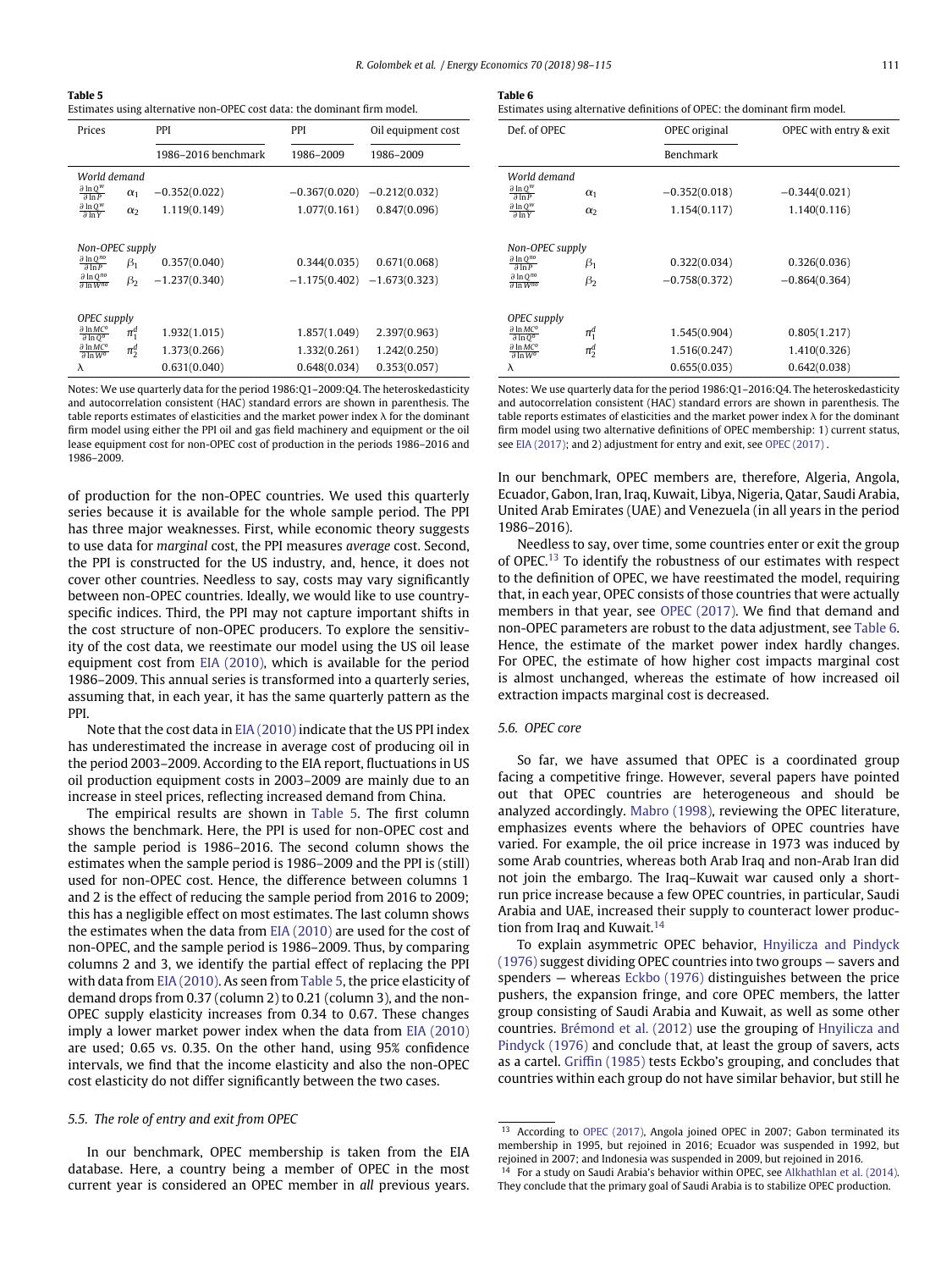**Table 5**
Estimates using alternative non-OPEC cost data: the dominant firm model.

| Prices | | PPI | PPI | Oil equipment cost |
|---|---|---|---|---|
| | | 1986–2016 benchmark | 1986–2009 | 1986–2009 |
| *World demand* | | | | |
| $\frac{\partial \ln Q^w}{\partial \ln P}$ | $\alpha_1$ | −0.352(0.022) | −0.367(0.020) | −0.212(0.032) |
| $\frac{\partial \ln Q^w}{\partial \ln Y}$ | $\alpha_2$ | 1.119(0.149) | 1.077(0.161) | 0.847(0.096) |
| *Non-OPEC supply* | | | | |
| $\frac{\partial \ln Q^{no}}{\partial \ln P}$ | $\beta_1$ | 0.357(0.040) | 0.344(0.035) | 0.671(0.068) |
| $\frac{\partial \ln Q^{no}}{\partial \ln W^{no}}$ | $\beta_2$ | −1.237(0.340) | −1.175(0.402) | −1.673(0.323) |
| *OPEC supply* | | | | |
| $\frac{\partial \ln MC^o}{\partial \ln Q^o}$ | $\pi_1^d$ | 1.932(1.015) | 1.857(1.049) | 2.397(0.963) |
| $\frac{\partial \ln MC^o}{\partial \ln W^o}$ | $\pi_2^d$ | 1.373(0.266) | 1.332(0.261) | 1.242(0.250) |
| λ | | 0.631(0.040) | 0.648(0.034) | 0.353(0.057) |

Notes: We use quarterly data for the period 1986:Q1–2009:Q4. The heteroskedasticity and autocorrelation consistent (HAC) standard errors are shown in parenthesis. The table reports estimates of elasticities and the market power index λ for the dominant firm model using either the PPI oil and gas field machinery and equipment or the oil lease equipment cost for non-OPEC cost of production in the periods 1986–2016 and 1986–2009.

of production for the non-OPEC countries. We used this quarterly series because it is available for the whole sample period. The PPI has three major weaknesses. First, while economic theory suggests to use data for *marginal* cost, the PPI measures *average* cost. Second, the PPI is constructed for the US industry, and, hence, it does not cover other countries. Needless to say, costs may vary significantly between non-OPEC countries. Ideally, we would like to use country-specific indices. Third, the PPI may not capture important shifts in the cost structure of non-OPEC producers. To explore the sensitivity of the cost data, we reestimate our model using the US oil lease equipment cost from EIA (2010), which is available for the period 1986–2009. This annual series is transformed into a quarterly series, assuming that, in each year, it has the same quarterly pattern as the PPI.

Note that the cost data in EIA (2010) indicate that the US PPI index has underestimated the increase in average cost of producing oil in the period 2003–2009. According to the EIA report, fluctuations in US oil production equipment costs in 2003–2009 are mainly due to an increase in steel prices, reflecting increased demand from China.

The empirical results are shown in Table 5. The first column shows the benchmark. Here, the PPI is used for non-OPEC cost and the sample period is 1986–2016. The second column shows the estimates when the sample period is 1986–2009 and the PPI is (still) used for non-OPEC cost. Hence, the difference between columns 1 and 2 is the effect of reducing the sample period from 2016 to 2009; this has a negligible effect on most estimates. The last column shows the estimates when the data from EIA (2010) are used for the cost of non-OPEC, and the sample period is 1986–2009. Thus, by comparing columns 2 and 3, we identify the partial effect of replacing the PPI with data from EIA (2010). As seen from Table 5, the price elasticity of demand drops from 0.37 (column 2) to 0.21 (column 3), and the non-OPEC supply elasticity increases from 0.34 to 0.67. These changes imply a lower market power index when the data from EIA (2010) are used; 0.65 vs. 0.35. On the other hand, using 95% confidence intervals, we find that the income elasticity and also the non-OPEC cost elasticity do not differ significantly between the two cases.

### 5.5. The role of entry and exit from OPEC

In our benchmark, OPEC membership is taken from the EIA database. Here, a country being a member of OPEC in the most current year is considered an OPEC member in *all* previous years.

**Table 6**
Estimates using alternative definitions of OPEC: the dominant firm model.

| Def. of OPEC | | OPEC original | OPEC with entry & exit |
|---|---|---|---|
| | | Benchmark | |
| *World demand* | | | |
| $\frac{\partial \ln Q^w}{\partial \ln P}$ | $\alpha_1$ | −0.352(0.018) | −0.344(0.021) |
| $\frac{\partial \ln Q^w}{\partial \ln Y}$ | $\alpha_2$ | 1.154(0.117) | 1.140(0.116) |
| *Non-OPEC supply* | | | |
| $\frac{\partial \ln Q^{no}}{\partial \ln P}$ | $\beta_1$ | 0.322(0.034) | 0.326(0.036) |
| $\frac{\partial \ln Q^{no}}{\partial \ln W^{no}}$ | $\beta_2$ | −0.758(0.372) | −0.864(0.364) |
| *OPEC supply* | | | |
| $\frac{\partial \ln MC^o}{\partial \ln Q^o}$ | $\pi_1^d$ | 1.545(0.904) | 0.805(1.217) |
| $\frac{\partial \ln MC^o}{\partial \ln W^o}$ | $\pi_2^d$ | 1.516(0.247) | 1.410(0.326) |
| λ | | 0.655(0.035) | 0.642(0.038) |

Notes: We use quarterly data for the period 1986:Q1–2016:Q4. The heteroskedasticity and autocorrelation consistent (HAC) standard errors are shown in parenthesis. The table reports estimates of elasticities and the market power index λ for the dominant firm model using two alternative definitions of OPEC membership: 1) current status, see EIA (2017); and 2) adjustment for entry and exit, see OPEC (2017).

In our benchmark, OPEC members are, therefore, Algeria, Angola, Ecuador, Gabon, Iran, Iraq, Kuwait, Libya, Nigeria, Qatar, Saudi Arabia, United Arab Emirates (UAE) and Venezuela (in all years in the period 1986–2016).

Needless to say, over time, some countries enter or exit the group of OPEC.[13] To identify the robustness of our estimates with respect to the definition of OPEC, we have reestimated the model, requiring that, in each year, OPEC consists of those countries that were actually members in that year, see OPEC (2017). We find that demand and non-OPEC parameters are robust to the data adjustment, see Table 6. Hence, the estimate of the market power index hardly changes. For OPEC, the estimate of how higher cost impacts marginal cost is almost unchanged, whereas the estimate of how increased oil extraction impacts marginal cost is decreased.

### 5.6. OPEC core

So far, we have assumed that OPEC is a coordinated group facing a competitive fringe. However, several papers have pointed out that OPEC countries are heterogeneous and should be analyzed accordingly. Mabro (1998), reviewing the OPEC literature, emphasizes events where the behaviors of OPEC countries have varied. For example, the oil price increase in 1973 was induced by some Arab countries, whereas both Arab Iraq and non-Arab Iran did not join the embargo. The Iraq–Kuwait war caused only a short-run price increase because a few OPEC countries, in particular, Saudi Arabia and UAE, increased their supply to counteract lower production from Iraq and Kuwait.[14]

To explain asymmetric OPEC behavior, Hnyilicza and Pindyck (1976) suggest dividing OPEC countries into two groups — savers and spenders — whereas Eckbo (1976) distinguishes between the price pushers, the expansion fringe, and core OPEC members, the latter group consisting of Saudi Arabia and Kuwait, as well as some other countries. Brémond et al. (2012) use the grouping of Hnyilicza and Pindyck (1976) and conclude that, at least the group of savers, acts as a cartel. Griffin (1985) tests Eckbo's grouping, and concludes that countries within each group do not have similar behavior, but still he

[13] According to OPEC (2017), Angola joined OPEC in 2007; Gabon terminated its membership in 1995, but rejoined in 2016; Ecuador was suspended in 1992, but rejoined in 2007; and Indonesia was suspended in 2009, but rejoined in 2016.

[14] For a study on Saudi Arabia's behavior within OPEC, see Alkhathlan et al. (2014). They conclude that the primary goal of Saudi Arabia is to stabilize OPEC production.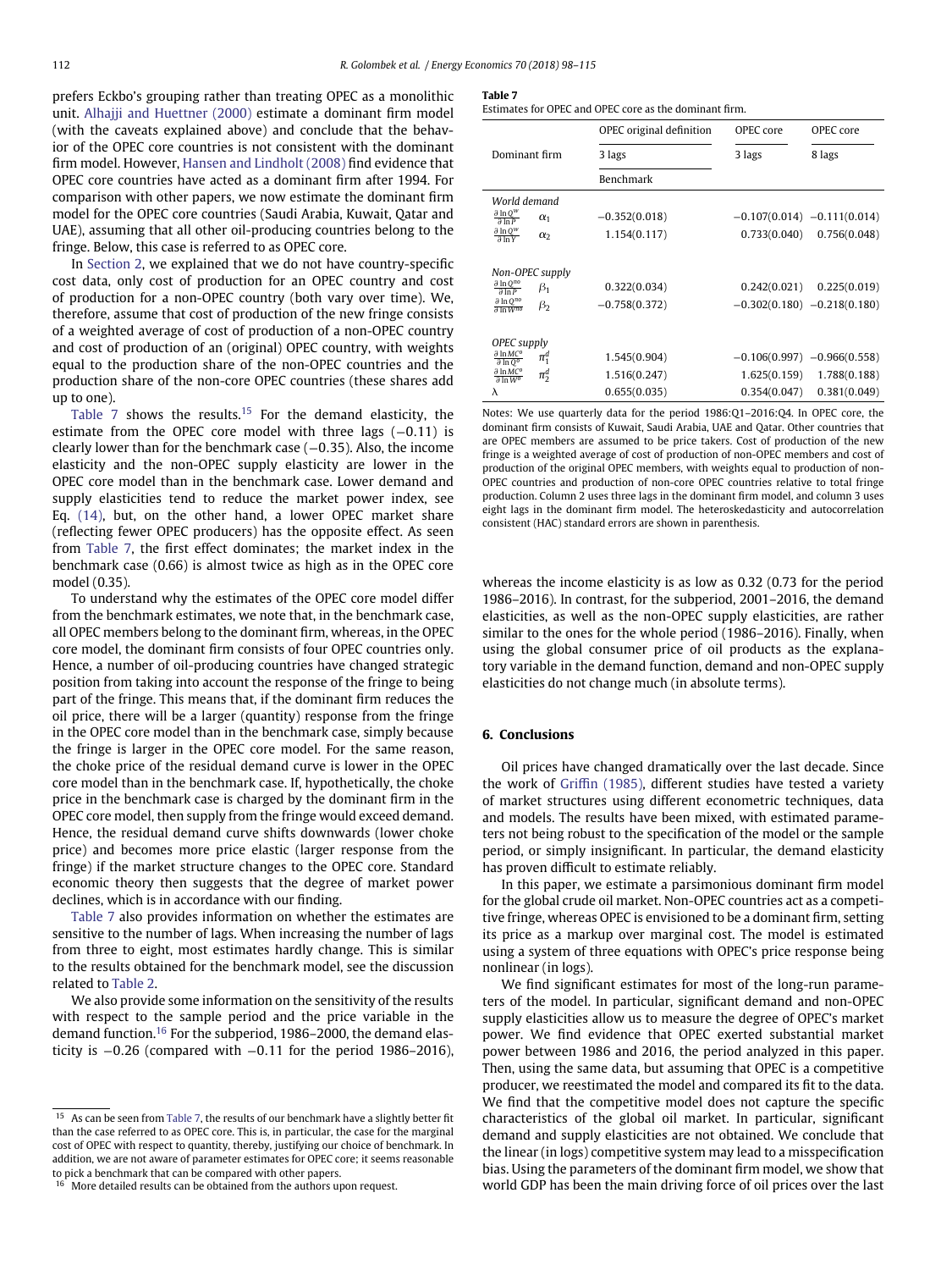prefers Eckbo's grouping rather than treating OPEC as a monolithic unit. Alhajji and Huettner (2000) estimate a dominant firm model (with the caveats explained above) and conclude that the behavior of the OPEC core countries is not consistent with the dominant firm model. However, Hansen and Lindholt (2008) find evidence that OPEC core countries have acted as a dominant firm after 1994. For comparison with other papers, we now estimate the dominant firm model for the OPEC core countries (Saudi Arabia, Kuwait, Qatar and UAE), assuming that all other oil-producing countries belong to the fringe. Below, this case is referred to as OPEC core.

In Section 2, we explained that we do not have country-specific cost data, only cost of production for an OPEC country and cost of production for a non-OPEC country (both vary over time). We, therefore, assume that cost of production of the new fringe consists of a weighted average of cost of production of a non-OPEC country and cost of production of an (original) OPEC country, with weights equal to the production share of the non-OPEC countries and the production share of the non-core OPEC countries (these shares add up to one).

Table 7 shows the results.[15] For the demand elasticity, the estimate from the OPEC core model with three lags (−0.11) is clearly lower than for the benchmark case (−0.35). Also, the income elasticity and the non-OPEC supply elasticity are lower in the OPEC core model than in the benchmark case. Lower demand and supply elasticities tend to reduce the market power index, see Eq. (14), but, on the other hand, a lower OPEC market share (reflecting fewer OPEC producers) has the opposite effect. As seen from Table 7, the first effect dominates; the market index in the benchmark case (0.66) is almost twice as high as in the OPEC core model (0.35).

To understand why the estimates of the OPEC core model differ from the benchmark estimates, we note that, in the benchmark case, all OPEC members belong to the dominant firm, whereas, in the OPEC core model, the dominant firm consists of four OPEC countries only. Hence, a number of oil-producing countries have changed strategic position from taking into account the response of the fringe to being part of the fringe. This means that, if the dominant firm reduces the oil price, there will be a larger (quantity) response from the fringe in the OPEC core model than in the benchmark case, simply because the fringe is larger in the OPEC core model. For the same reason, the choke price of the residual demand curve is lower in the OPEC core model than in the benchmark case. If, hypothetically, the choke price in the benchmark case is charged by the dominant firm in the OPEC core model, then supply from the fringe would exceed demand. Hence, the residual demand curve shifts downwards (lower choke price) and becomes more price elastic (larger response from the fringe) if the market structure changes to the OPEC core. Standard economic theory then suggests that the degree of market power declines, which is in accordance with our finding.

Table 7 also provides information on whether the estimates are sensitive to the number of lags. When increasing the number of lags from three to eight, most estimates hardly change. This is similar to the results obtained for the benchmark model, see the discussion related to Table 2.

We also provide some information on the sensitivity of the results with respect to the sample period and the price variable in the demand function.[16] For the subperiod, 1986–2000, the demand elasticity is −0.26 (compared with −0.11 for the period 1986–2016), whereas the income elasticity is as low as 0.32 (0.73 for the period 1986–2016). In contrast, for the subperiod, 2001–2016, the demand elasticities, as well as the non-OPEC supply elasticities, are rather similar to the ones for the whole period (1986–2016). Finally, when using the global consumer price of oil products as the explanatory variable in the demand function, demand and non-OPEC supply elasticities do not change much (in absolute terms).

**Table 7**
Estimates for OPEC and OPEC core as the dominant firm.

| Dominant firm | | OPEC original definition | OPEC core | OPEC core |
|---|---|---|---|---|
| | | 3 lags | 3 lags | 8 lags |
| | | Benchmark | | |
| *World demand* | | | | |
| $\frac{\partial \ln Q^w}{\partial \ln P}$ | $\alpha_1$ | −0.352(0.018) | −0.107(0.014) | −0.111(0.014) |
| $\frac{\partial \ln Q^w}{\partial \ln Y}$ | $\alpha_2$ | 1.154(0.117) | 0.733(0.040) | 0.756(0.048) |
| *Non-OPEC supply* | | | | |
| $\frac{\partial \ln Q^{no}}{\partial \ln P}$ | $\beta_1$ | 0.322(0.034) | 0.242(0.021) | 0.225(0.019) |
| $\frac{\partial \ln Q^{no}}{\partial \ln W^{no}}$ | $\beta_2$ | −0.758(0.372) | −0.302(0.180) | −0.218(0.180) |
| *OPEC supply* | | | | |
| $\frac{\partial \ln MC^o}{\partial \ln Q^o}$ | $\pi_1^d$ | 1.545(0.904) | −0.106(0.997) | −0.966(0.558) |
| $\frac{\partial \ln MC^o}{\partial \ln W^o}$ | $\pi_2^d$ | 1.516(0.247) | 1.625(0.159) | 1.788(0.188) |
| $\lambda$ | | 0.655(0.035) | 0.354(0.047) | 0.381(0.049) |

Notes: We use quarterly data for the period 1986:Q1–2016:Q4. In OPEC core, the dominant firm consists of Kuwait, Saudi Arabia, UAE and Qatar. Other countries that are OPEC members are assumed to be price takers. Cost of production of the new fringe is a weighted average of cost of production of non-OPEC members and cost of production of the original OPEC members, with weights equal to production of non-OPEC countries and production of non-core OPEC countries relative to total fringe production. Column 2 uses three lags in the dominant firm model, and column 3 uses eight lags in the dominant firm model. The heteroskedasticity and autocorrelation consistent (HAC) standard errors are shown in parenthesis.

## 6. Conclusions

Oil prices have changed dramatically over the last decade. Since the work of Griffin (1985), different studies have tested a variety of market structures using different econometric techniques, data and models. The results have been mixed, with estimated parameters not being robust to the specification of the model or the sample period, or simply insignificant. In particular, the demand elasticity has proven difficult to estimate reliably.

In this paper, we estimate a parsimonious dominant firm model for the global crude oil market. Non-OPEC countries act as a competitive fringe, whereas OPEC is envisioned to be a dominant firm, setting its price as a markup over marginal cost. The model is estimated using a system of three equations with OPEC's price response being nonlinear (in logs).

We find significant estimates for most of the long-run parameters of the model. In particular, significant demand and non-OPEC supply elasticities allow us to measure the degree of OPEC's market power. We find evidence that OPEC exerted substantial market power between 1986 and 2016, the period analyzed in this paper. Then, using the same data, but assuming that OPEC is a competitive producer, we reestimated the model and compared its fit to the data. We find that the competitive model does not capture the specific characteristics of the global oil market. In particular, significant demand and supply elasticities are not obtained. We conclude that the linear (in logs) competitive system may lead to a misspecification bias. Using the parameters of the dominant firm model, we show that world GDP has been the main driving force of oil prices over the last

[15] As can be seen from Table 7, the results of our benchmark have a slightly better fit than the case referred to as OPEC core. This is, in particular, the case for the marginal cost of OPEC with respect to quantity, thereby, justifying our choice of benchmark. In addition, we are not aware of parameter estimates for OPEC core; it seems reasonable to pick a benchmark that can be compared with other papers.

[16] More detailed results can be obtained from the authors upon request.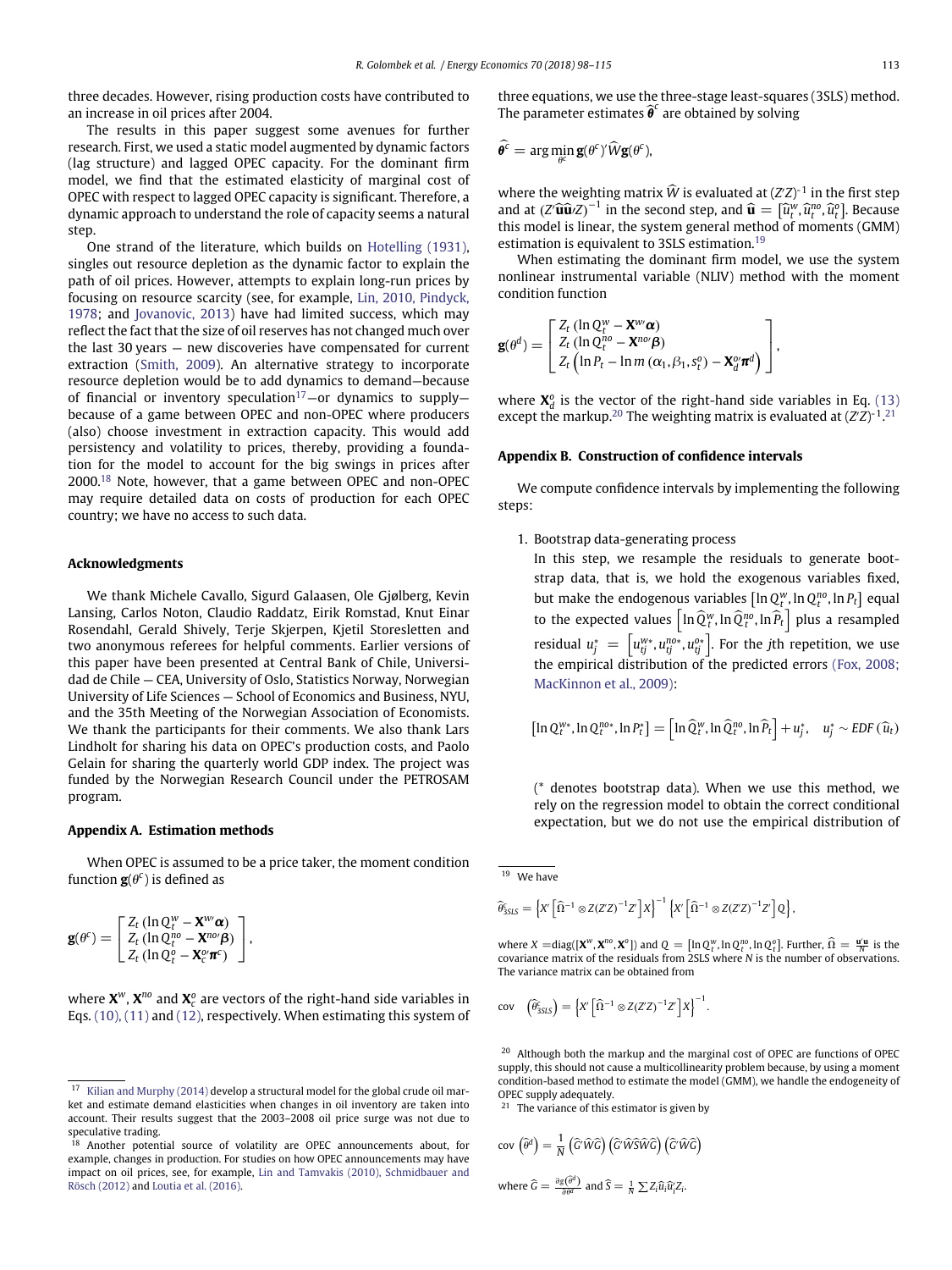three decades. However, rising production costs have contributed to an increase in oil prices after 2004.

The results in this paper suggest some avenues for further research. First, we used a static model augmented by dynamic factors (lag structure) and lagged OPEC capacity. For the dominant firm model, we find that the estimated elasticity of marginal cost of OPEC with respect to lagged OPEC capacity is significant. Therefore, a dynamic approach to understand the role of capacity seems a natural step.

One strand of the literature, which builds on Hotelling (1931), singles out resource depletion as the dynamic factor to explain the path of oil prices. However, attempts to explain long-run prices by focusing on resource scarcity (see, for example, Lin, 2010, Pindyck, 1978; and Jovanovic, 2013) have had limited success, which may reflect the fact that the size of oil reserves has not changed much over the last 30 years — new discoveries have compensated for current extraction (Smith, 2009). An alternative strategy to incorporate resource depletion would be to add dynamics to demand—because of financial or inventory speculation[17]—or dynamics to supply—because of a game between OPEC and non-OPEC where producers (also) choose investment in extraction capacity. This would add persistency and volatility to prices, thereby, providing a foundation for the model to account for the big swings in prices after 2000.[18] Note, however, that a game between OPEC and non-OPEC may require detailed data on costs of production for each OPEC country; we have no access to such data.

## Acknowledgments

We thank Michele Cavallo, Sigurd Galaasen, Ole Gjølberg, Kevin Lansing, Carlos Noton, Claudio Raddatz, Eirik Romstad, Knut Einar Rosendahl, Gerald Shively, Terje Skjerpen, Kjetil Storesletten and two anonymous referees for helpful comments. Earlier versions of this paper have been presented at Central Bank of Chile, Universidad de Chile — CEA, University of Oslo, Statistics Norway, Norwegian University of Life Sciences — School of Economics and Business, NYU, and the 35th Meeting of the Norwegian Association of Economists. We thank the participants for their comments. We also thank Lars Lindholt for sharing his data on OPEC's production costs, and Paolo Gelain for sharing the quarterly world GDP index. The project was funded by the Norwegian Research Council under the PETROSAM program.

## Appendix A. Estimation methods

When OPEC is assumed to be a price taker, the moment condition function $\mathbf{g}(\theta^c)$ is defined as

$$\mathbf{g}(\theta^c) = \begin{bmatrix} Z_t\,(\ln Q_t^w - \mathbf{X}^{w\prime}\boldsymbol{\alpha}) \\ Z_t\,(\ln Q_t^{no} - \mathbf{X}^{no\prime}\boldsymbol{\beta}) \\ Z_t\,(\ln Q_t^{o} - \mathbf{X}_c^{o\prime}\boldsymbol{\pi}^c) \end{bmatrix},$$

where $\mathbf{X}^w$, $\mathbf{X}^{no}$ and $\mathbf{X}_c^o$ are vectors of the right-hand side variables in Eqs. (10), (11) and (12), respectively. When estimating this system of three equations, we use the three-stage least-squares (3SLS) method. The parameter estimates $\widehat{\boldsymbol{\theta}}^c$ are obtained by solving

$$\widehat{\boldsymbol{\theta}}^c = \arg\min_{\theta^c} \mathbf{g}(\theta^c)'\widehat{W}\mathbf{g}(\theta^c),$$

where the weighting matrix $\widehat{W}$ is evaluated at $(Z'Z)^{-1}$ in the first step and at $(Z'\widehat{\mathbf{u}}\widehat{\mathbf{u}}'Z)^{-1}$ in the second step, and $\widehat{\mathbf{u}} = \left[\widehat{u}_t^w, \widehat{u}_t^{no}, \widehat{u}_t^o\right]$. Because this model is linear, the system general method of moments (GMM) estimation is equivalent to 3SLS estimation.[19]

When estimating the dominant firm model, we use the system nonlinear instrumental variable (NLIV) method with the moment condition function

$$\mathbf{g}(\theta^d) = \begin{bmatrix} Z_t\,(\ln Q_t^w - \mathbf{X}^{w\prime}\boldsymbol{\alpha}) \\ Z_t\,(\ln Q_t^{no} - \mathbf{X}^{no\prime}\boldsymbol{\beta}) \\ Z_t\left(\ln P_t - \ln m\,(\alpha_1, \beta_1, s_t^o) - \mathbf{X}_d^{o\prime}\boldsymbol{\pi}^d\right) \end{bmatrix},$$

where $\mathbf{X}_d^o$ is the vector of the right-hand side variables in Eq. (13) except the markup.[20] The weighting matrix is evaluated at $(Z'Z)^{-1}$.[21]

## Appendix B. Construction of confidence intervals

We compute confidence intervals by implementing the following steps:

1. Bootstrap data-generating process

   In this step, we resample the residuals to generate bootstrap data, that is, we hold the exogenous variables fixed, but make the endogenous variables $\left[\ln Q_t^w, \ln Q_t^{no}, \ln P_t\right]$ equal to the expected values $\left[\ln \widehat{Q}_t^w, \ln \widehat{Q}_t^{no}, \ln \widehat{P}_t\right]$ plus a resampled residual $u_j^* = \left[u_{tj}^{w*}, u_{tj}^{no*}, u_{tj}^{o*}\right]$. For the $j$th repetition, we use the empirical distribution of the predicted errors (Fox, 2008; MacKinnon et al., 2009):

   $$\left[\ln Q_t^{w*}, \ln Q_t^{no*}, \ln P_t^*\right] = \left[\ln \widehat{Q}_t^w, \ln \widehat{Q}_t^{no}, \ln \widehat{P}_t\right] + u_j^*, \quad u_j^* \sim EDF\,(\widehat{u}_t)$$

   (* denotes bootstrap data). When we use this method, we rely on the regression model to obtain the correct conditional expectation, but we do not use the empirical distribution of

---

[17] Kilian and Murphy (2014) develop a structural model for the global crude oil market and estimate demand elasticities when changes in oil inventory are taken into account. Their results suggest that the 2003–2008 oil price surge was not due to speculative trading.

[18] Another potential source of volatility are OPEC announcements about, for example, changes in production. For studies on how OPEC announcements may have impact on oil prices, see, for example, Lin and Tamvakis (2010), Schmidbauer and Rösch (2012) and Loutia et al. (2016).

[19] We have

$$\widehat{\theta}_{3SLS}^c = \left\{X'\left[\widehat{\Omega}^{-1} \otimes Z(Z'Z)^{-1}Z'\right]X\right\}^{-1}\left\{X'\left[\widehat{\Omega}^{-1} \otimes Z(Z'Z)^{-1}Z'\right]Q\right\},$$

where $X = \text{diag}([\mathbf{X}^w, \mathbf{X}^{no}, \mathbf{X}^o])$ and $Q = \left[\ln Q_t^w, \ln Q_t^{no}, \ln Q_t^o\right]$. Further, $\widehat{\Omega} = \frac{\mathbf{u}'\mathbf{u}}{N}$ is the covariance matrix of the residuals from 2SLS where $N$ is the number of observations. The variance matrix can be obtained from

$$\text{cov}\quad\left(\widehat{\theta}_{3SLS}^c\right) = \left\{X'\left[\widehat{\Omega}^{-1} \otimes Z(Z'Z)^{-1}Z'\right]X\right\}^{-1}.$$

[20] Although both the markup and the marginal cost of OPEC are functions of OPEC supply, this should not cause a multicollinearity problem because, by using a moment condition-based method to estimate the model (GMM), we handle the endogeneity of OPEC supply adequately.

[21] The variance of this estimator is given by

$$\text{cov}\,\left(\widehat{\theta}^d\right) = \frac{1}{N}\left(\widehat{G}'\widehat{W}\widehat{G}\right)\left(\widehat{G}'\widehat{W}\widehat{S}\widehat{W}\widehat{G}\right)\left(\widehat{G}'\widehat{W}\widehat{G}\right)$$

where $\widehat{G} = \frac{\partial g(\widehat{\theta}^d)}{\partial \theta^d}$ and $\widehat{S} = \frac{1}{N}\sum Z_i\widehat{u}_i\widehat{u}_i'Z_i$.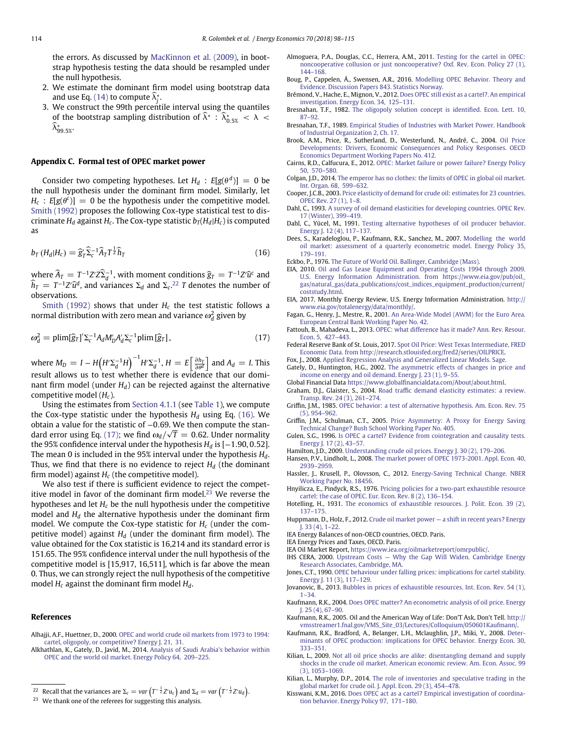the errors. As discussed by MacKinnon et al. (2009), in bootstrap hypothesis testing the data should be resampled under the null hypothesis.

2. We estimate the dominant firm model using bootstrap data and use Eq. (14) to compute $\widehat{\lambda}_j^*$.
3. We construct the 99th percentile interval using the quantiles of the bootstrap sampling distribution of $\widehat{\lambda}^* : \widehat{\lambda}^*_{0.5\%} < \lambda < \widehat{\lambda}^*_{99.5\%}$.

## Appendix C. Formal test of OPEC market power

Consider two competing hypotheses. Let $H_d : E[g(\theta^d)] = 0$ be the null hypothesis under the dominant firm model. Similarly, let $H_c : E[g(\theta^c)] = 0$ be the hypothesis under the competitive model. Smith (1992) proposes the following Cox-type statistical test to discriminate $H_d$ against $H_c$. The Cox-type statistic $b_T(H_d|H_c)$ is computed as

$$b_T\left(H_d|H_c\right) = \widehat{g}_T'\widehat{\Sigma}_c^{-1}\widehat{A}_T T^{\frac{1}{2}}\widehat{h}_T \tag{16}$$

where $\widehat{A}_T = T^{-1}Z'Z\widehat{\Sigma}_d^{-1}$, with moment conditions $\widehat{g}_T = T^{-1}Z'\widehat{u}^c$ and $\widehat{h}_T = T^{-1}Z'\widehat{u}^d$, and variances $\Sigma_d$ and $\Sigma_c$.[22] $T$ denotes the number of observations.

Smith (1992) shows that under $H_c$ the test statistic follows a normal distribution with zero mean and variance $\omega_d^2$ given by

$$\omega_d^2 = \text{plim}[\widehat{g}_T]'\Sigma_c^{-1}A_d M_D' A_d' \Sigma_c^{-1}\text{plim}\,[\widehat{g}_T], \tag{17}$$

where $M_D = I - H\left(H'\Sigma_d^{-1}H\right)^{-1}H'\Sigma_d^{-1}$, $H = E\left[\frac{\partial h_T}{\partial \theta^d}\right]$ and $A_d = I$. This result allows us to test whether there is evidence that our dominant firm model (under $H_d$) can be rejected against the alternative competitive model ($H_c$).

Using the estimates from Section 4.1.1 (see Table 1), we compute the Cox-type statistic under the hypothesis $H_d$ using Eq. (16). We obtain a value for the statistic of −0.69. We then compute the standard error using Eq. (17); we find $\omega_d/\sqrt{T} = 0.62$. Under normality the 95% confidence interval under the hypothesis $H_d$ is [−1.90, 0.52]. The mean 0 is included in the 95% interval under the hypothesis $H_d$. Thus, we find that there is no evidence to reject $H_d$ (the dominant firm model) against $H_c$ (the competitive model).

We also test if there is sufficient evidence to reject the competitive model in favor of the dominant firm model.[23] We reverse the hypotheses and let $H_c$ be the null hypothesis under the competitive model and $H_d$ the alternative hypothesis under the dominant firm model. We compute the Cox-type statistic for $H_c$ (under the competitive model) against $H_d$ (under the dominant firm model). The value obtained for the Cox statistic is 16,214 and its standard error is 151.65. The 95% confidence interval under the null hypothesis of the competitive model is [15,917, 16,511], which is far above the mean 0. Thus, we can strongly reject the null hypothesis of the competitive model $H_c$ against the dominant firm model $H_d$.

[22] Recall that the variances are $\Sigma_c = var\left(T^{-\frac{1}{2}}Z'u_c\right)$ and $\Sigma_d = var\left(T^{-\frac{1}{2}}Z'u_d\right)$.

[23] We thank one of the referees for suggesting this analysis.

## References

Alhajji, A.F., Huettner, D., 2000. OPEC and world crude oil markets from 1973 to 1994: cartel, oligopoly, or competitive? Energy J. 21, 31.

Alkhathlan, K., Gately, D., Javid, M., 2014. Analysis of Saudi Arabia's behavior within OPEC and the world oil market. Energy Policy 64, 209–225.

Almoguera, P.A., Douglas, C.C., Herrera, A.M., 2011. Testing for the cartel in OPEC: noncooperative collusion or just noncooperative? Oxf. Rev. Econ. Policy 27 (1), 144–168.

Boug, P., Cappelen, Å., Swensen, A.R., 2016. Modelling OPEC Behavior. Theory and Evidence. Discussion Papers 843. Statistics Norway.

Brémond, V., Hache, E., Mignon, V., 2012. Does OPEC still exist as a cartel? An empirical investigation. Energy Econ. 34, 125–131.

Bresnahan, T.F., 1982. The oligopoly solution concept is identified. Econ. Lett. 10, 87–92.

Bresnahan, T.F., 1989. Empirical Studies of Industries with Market Power. Handbook of Industrial Organization 2, Ch. 17.

Brook, A.M., Price, R., Sutherland, D., Westerlund, N., André, C., 2004. Oil Price Developments: Drivers, Economic Consequences and Policy Responses. OECD Economics Department Working Papers No. 412.

Cairns, R.D., Calfucura, E., 2012. OPEC: Market failure or power failure? Energy Policy 50, 570–580.

Colgan, J.D., 2014. The emperor has no clothes: the limits of OPEC in global oil market. Int. Organ. 68, 599–632.

Cooper, J.C.B., 2003. Price elasticity of demand for crude oil: estimates for 23 countries. OPEC Rev. 27 (1), 1–8.

Dahl, C., 1993. A survey of oil demand elasticities for developing countries. OPEC Rev. 17 (Winter), 399–419.

Dahl, C., Yücel, M., 1991. Testing alternative hypotheses of oil producer behavior. Energy J. 12 (4), 117–137.

Dees, S., Karadeloglou, P., Kaufmann, R.K., Sanchez, M., 2007. Modelling the world oil market: assessment of a quarterly econometric model. Energy Policy 35, 179–191.

Eckbo, P., 1976. The Future of World Oil. Ballinger, Cambridge (Mass).

EIA, 2010. Oil and Gas Lease Equipment and Operating Costs 1994 through 2009. U.S. Energy Information Administration. from https://www.eia.gov/pub/oil_gas/natural_gas/data_publications/cost_indices_equipment_production/current/coststudy.html.

EIA, 2017. Monthly Energy Review, U.S. Energy Information Administration. http://www.eia.gov/totalenergy/data/monthly/.

Fagan, G., Henry, J., Mestre, R., 2001. An Area-Wide Model (AWM) for the Euro Area. European Central Bank Working Paper No. 42.

Fattouh, B., Mahadeva, L., 2013. OPEC: what difference has it made? Ann. Rev. Resour. Econ. 5, 427–443.

Federal Reserve Bank of St. Louis, 2017. Spot Oil Price: West Texas Intermediate, FRED Economic Data. from http://research.stlouisfed.org/fred2/series/OILPRICE.

Fox, J., 2008. Applied Regression Analysis and Generalized Linear Models. Sage.

Gately, D., Huntington, H.G., 2002. The asymmetric effects of changes in price and income on energy and oil demand. Energy J. 23 (1), 9–55.

Global Financial Data https://www.globalfinancialdata.com/About/about.html.

Graham, D.J., Glaister, S., 2004. Road traffic demand elasticity estimates: a review. Transp. Rev. 24 (3), 261–274.

Griffin, J.M., 1985. OPEC behavior: a test of alternative hypothesis. Am. Econ. Rev. 75 (5), 954–962.

Griffin, J.M., Schulman, C.T., 2005. Price Asymmetry: A Proxy for Energy Saving Technical Change? Bush School Working Paper No. 405.

Gulen, S.G., 1996. Is OPEC a cartel? Evidence from cointegration and causality tests. Energy J. 17 (2), 43–57.

Hamilton, J.D., 2009. Understanding crude oil prices. Energy J. 30 (2), 179–206.

Hansen, P.V., Lindholt, L., 2008. The market power of OPEC 1973-2001. Appl. Econ. 40, 2939–2959.

Hassler, J., Krusell, P., Olovsson, C., 2012. Energy-Saving Technical Change. NBER Working Paper No. 18456.

Hnyilicza, E., Pindyck, R.S., 1976. Pricing policies for a two-part exhaustible resource cartel: the case of OPEC. Eur. Econ. Rev. 8 (2), 136–154.

Hotelling, H., 1931. The economics of exhaustible resources. J. Polit. Econ. 39 (2), 137–175.

Huppmann, D., Holz, F., 2012. Crude oil market power — a shift in recent years? Energy J. 33 (4), 1–22.

IEA Energy Balances of non-OECD countries, OECD. Paris.

IEA Energy Prices and Taxes, OECD. Paris.

IEA Oil Market Report, https://www.iea.org/oilmarketreport/omrpublic/.

IHS CERA, 2000. Upstream Costs — Why the Gap Will Widen. Cambridge Energy Research Associates, Cambridge, MA.

Jones, C.T., 1990. OPEC behaviour under falling prices: implications for cartel stability. Energy J. 11 (3), 117–129.

Jovanovic, B., 2013. Bubbles in prices of exhaustible resources. Int. Econ. Rev. 54 (1), 1–34.

Kaufmann, R.K., 2004. Does OPEC matter? An econometric analysis of oil price. Energy J. 25 (4), 67–90.

Kaufmann, R.K., 2005. Oil and the American Way of Life: Don'T Ask, Don't Tell. http://vmsstreamer1.fnal.gov/VMS_Site_03/Lectures/Colloquium/050601Kaufmann/.

Kaufmann, R.K., Bradford, A., Belanger, L.H., Mclaughlin, J.P., Miki, Y., 2008. Determinants of OPEC production: implications for OPEC behavior. Energy Econ. 30, 333–351.

Kilian, L., 2009. Not all oil price shocks are alike: disentangling demand and supply shocks in the crude oil market. American economic review. Am. Econ. Assoc. 99 (3), 1053–1069.

Kilian, L., Murphy, D.P., 2014. The role of inventories and speculative trading in the global market for crude oil. J. Appl. Econ. 29 (3), 454–478.

Kisswani, K.M., 2016. Does OPEC act as a cartel? Empirical investigation of coordination behavior. Energy Policy 97, 171–180.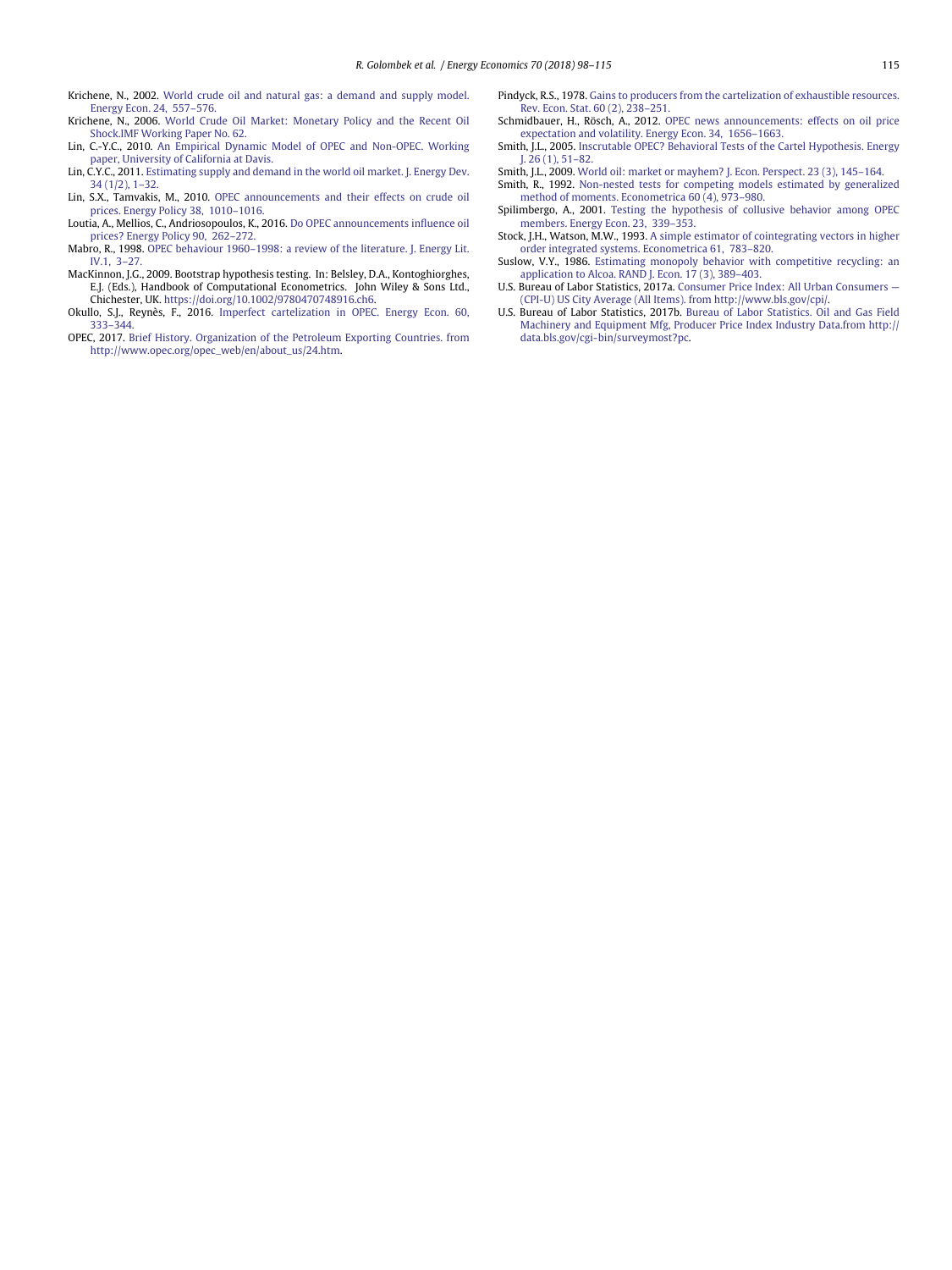Krichene, N., 2002. World crude oil and natural gas: a demand and supply model. Energy Econ. 24, 557–576.

Krichene, N., 2006. World Crude Oil Market: Monetary Policy and the Recent Oil Shock.IMF Working Paper No. 62.

Lin, C.-Y.C., 2010. An Empirical Dynamic Model of OPEC and Non-OPEC. Working paper, University of California at Davis.

Lin, C.Y.C., 2011. Estimating supply and demand in the world oil market. J. Energy Dev. 34 (1/2), 1–32.

Lin, S.X., Tamvakis, M., 2010. OPEC announcements and their effects on crude oil prices. Energy Policy 38, 1010–1016.

Loutia, A., Mellios, C., Andriosopoulos, K., 2016. Do OPEC announcements influence oil prices? Energy Policy 90, 262–272.

Mabro, R., 1998. OPEC behaviour 1960–1998: a review of the literature. J. Energy Lit. IV.1, 3–27.

MacKinnon, J.G., 2009. Bootstrap hypothesis testing. In: Belsley, D.A., Kontoghiorghes, E.J. (Eds.), Handbook of Computational Econometrics. John Wiley & Sons Ltd., Chichester, UK. https://doi.org/10.1002/9780470748916.ch6.

Okullo, S.J., Reynès, F., 2016. Imperfect cartelization in OPEC. Energy Econ. 60, 333–344.

OPEC, 2017. Brief History. Organization of the Petroleum Exporting Countries. from http://www.opec.org/opec_web/en/about_us/24.htm.

Pindyck, R.S., 1978. Gains to producers from the cartelization of exhaustible resources. Rev. Econ. Stat. 60 (2), 238–251.

Schmidbauer, H., Rösch, A., 2012. OPEC news announcements: effects on oil price expectation and volatility. Energy Econ. 34, 1656–1663.

Smith, J.L., 2005. Inscrutable OPEC? Behavioral Tests of the Cartel Hypothesis. Energy J. 26 (1), 51–82.

Smith, J.L., 2009. World oil: market or mayhem? J. Econ. Perspect. 23 (3), 145–164.

Smith, R., 1992. Non-nested tests for competing models estimated by generalized method of moments. Econometrica 60 (4), 973–980.

Spilimbergo, A., 2001. Testing the hypothesis of collusive behavior among OPEC members. Energy Econ. 23, 339–353.

Stock, J.H., Watson, M.W., 1993. A simple estimator of cointegrating vectors in higher order integrated systems. Econometrica 61, 783–820.

Suslow, V.Y., 1986. Estimating monopoly behavior with competitive recycling: an application to Alcoa. RAND J. Econ. 17 (3), 389–403.

U.S. Bureau of Labor Statistics, 2017a. Consumer Price Index: All Urban Consumers — (CPI-U) US City Average (All Items). from http://www.bls.gov/cpi/.

U.S. Bureau of Labor Statistics, 2017b. Bureau of Labor Statistics. Oil and Gas Field Machinery and Equipment Mfg, Producer Price Index Industry Data.from http://data.bls.gov/cgi-bin/surveymost?pc.